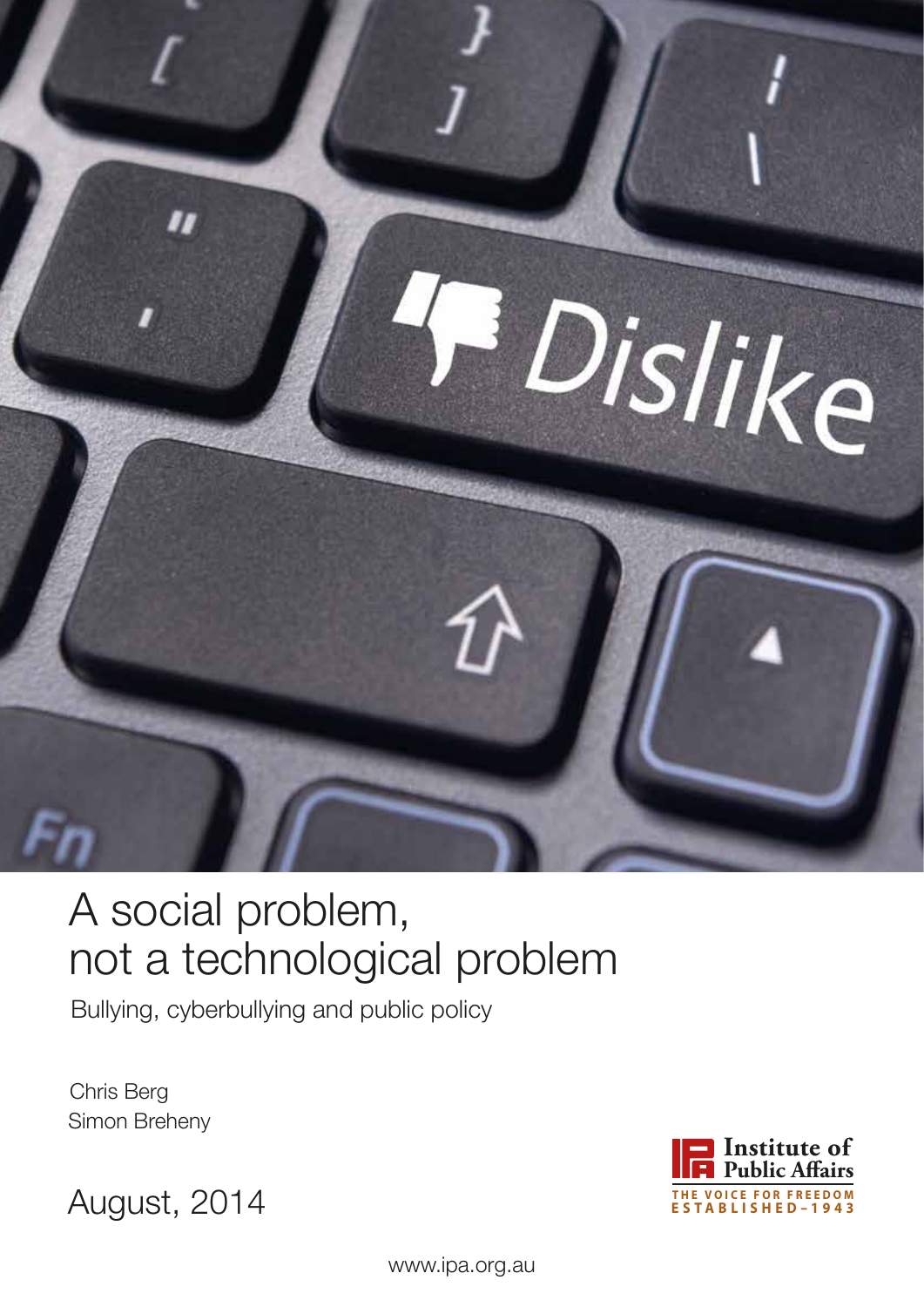# A social problem, not a technological problem

Bullying, cyberbullying and public policy

Chris Berg
Simon Breheny

August, 2014

Institute of Public Affairs
THE VOICE FOR FREEDOM
ESTABLISHED – 1943

www.ipa.org.au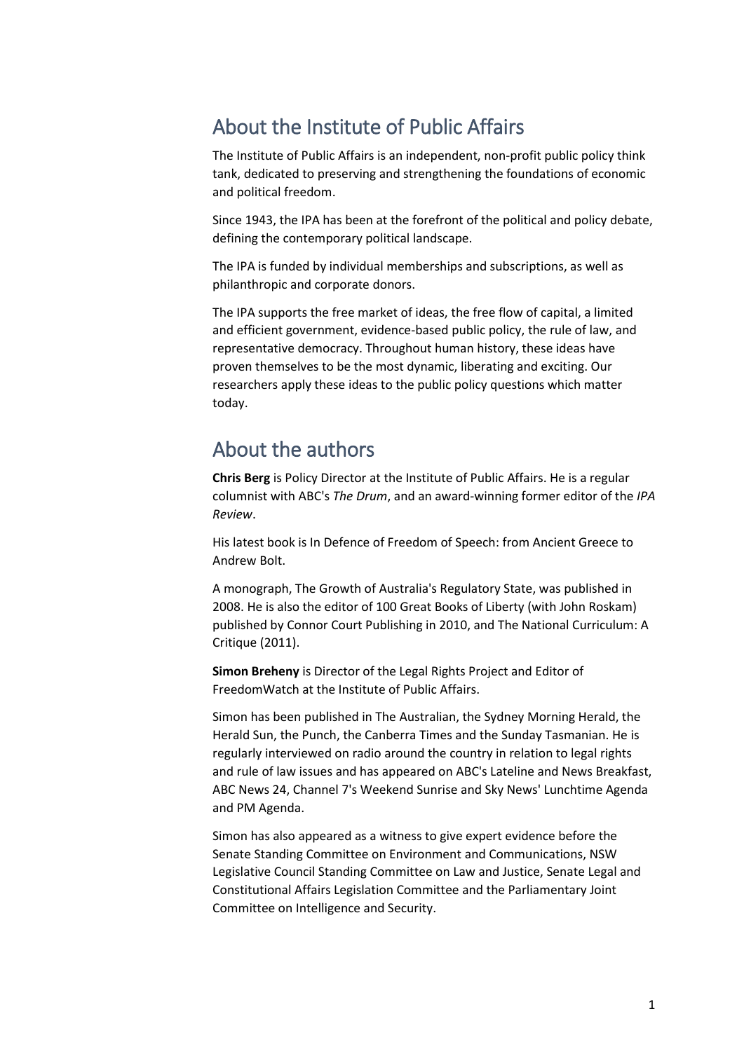## About the Institute of Public Affairs

The Institute of Public Affairs is an independent, non-profit public policy think tank, dedicated to preserving and strengthening the foundations of economic and political freedom.

Since 1943, the IPA has been at the forefront of the political and policy debate, defining the contemporary political landscape.

The IPA is funded by individual memberships and subscriptions, as well as philanthropic and corporate donors.

The IPA supports the free market of ideas, the free flow of capital, a limited and efficient government, evidence-based public policy, the rule of law, and representative democracy. Throughout human history, these ideas have proven themselves to be the most dynamic, liberating and exciting. Our researchers apply these ideas to the public policy questions which matter today.

## About the authors

**Chris Berg** is Policy Director at the Institute of Public Affairs. He is a regular columnist with ABC's *The Drum*, and an award-winning former editor of the *IPA Review*.

His latest book is In Defence of Freedom of Speech: from Ancient Greece to Andrew Bolt.

A monograph, The Growth of Australia's Regulatory State, was published in 2008. He is also the editor of 100 Great Books of Liberty (with John Roskam) published by Connor Court Publishing in 2010, and The National Curriculum: A Critique (2011).

**Simon Breheny** is Director of the Legal Rights Project and Editor of FreedomWatch at the Institute of Public Affairs.

Simon has been published in The Australian, the Sydney Morning Herald, the Herald Sun, the Punch, the Canberra Times and the Sunday Tasmanian. He is regularly interviewed on radio around the country in relation to legal rights and rule of law issues and has appeared on ABC's Lateline and News Breakfast, ABC News 24, Channel 7's Weekend Sunrise and Sky News' Lunchtime Agenda and PM Agenda.

Simon has also appeared as a witness to give expert evidence before the Senate Standing Committee on Environment and Communications, NSW Legislative Council Standing Committee on Law and Justice, Senate Legal and Constitutional Affairs Legislation Committee and the Parliamentary Joint Committee on Intelligence and Security.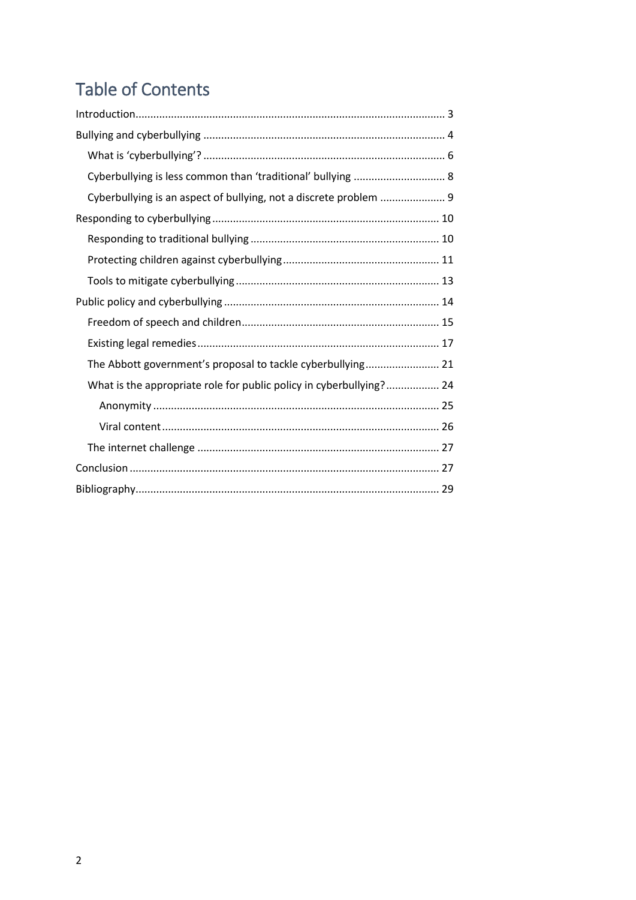# Table of Contents

Introduction ........ 3

Bullying and cyberbullying ........ 4

- What is 'cyberbullying'? ........ 6
- Cyberbullying is less common than 'traditional' bullying ........ 8
- Cyberbullying is an aspect of bullying, not a discrete problem ........ 9

Responding to cyberbullying ........ 10

- Responding to traditional bullying ........ 10
- Protecting children against cyberbullying ........ 11
- Tools to mitigate cyberbullying ........ 13

Public policy and cyberbullying ........ 14

- Freedom of speech and children ........ 15
- Existing legal remedies ........ 17
- The Abbott government's proposal to tackle cyberbullying ........ 21
- What is the appropriate role for public policy in cyberbullying? ........ 24
  - Anonymity ........ 25
  - Viral content ........ 26
- The internet challenge ........ 27

Conclusion ........ 27

Bibliography ........ 29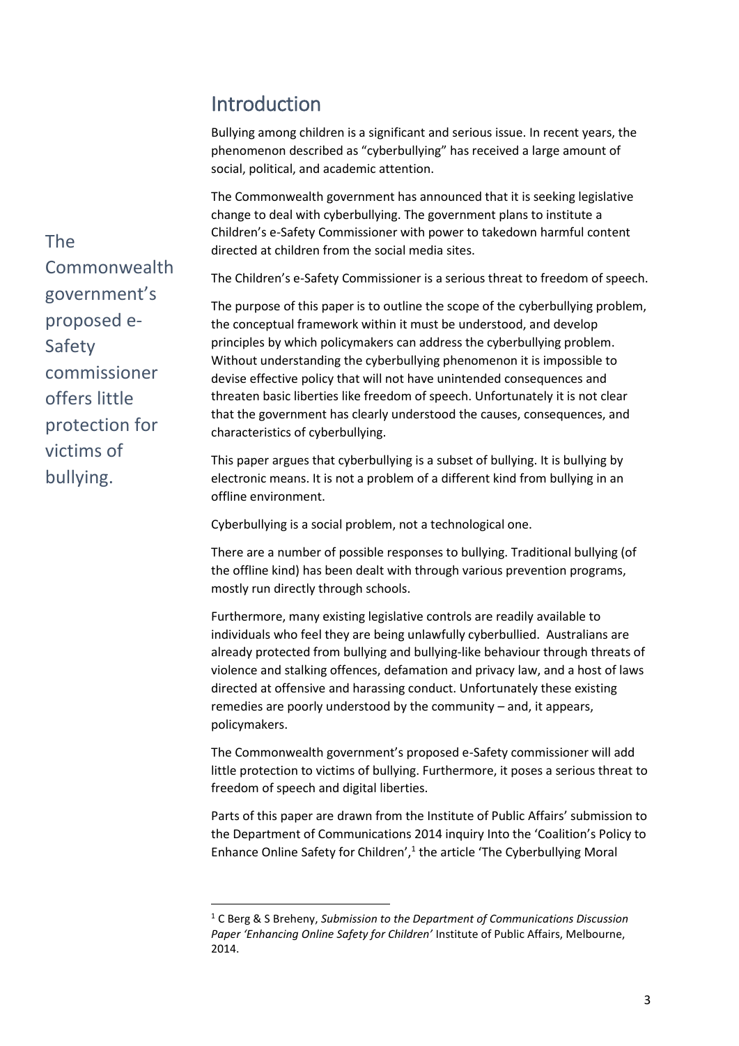## Introduction

Bullying among children is a significant and serious issue. In recent years, the phenomenon described as "cyberbullying" has received a large amount of social, political, and academic attention.

The Commonwealth government has announced that it is seeking legislative change to deal with cyberbullying. The government plans to institute a Children's e-Safety Commissioner with power to takedown harmful content directed at children from the social media sites.

The Commonwealth government's proposed e-Safety commissioner offers little protection for victims of bullying.

The Children's e-Safety Commissioner is a serious threat to freedom of speech.

The purpose of this paper is to outline the scope of the cyberbullying problem, the conceptual framework within it must be understood, and develop principles by which policymakers can address the cyberbullying problem. Without understanding the cyberbullying phenomenon it is impossible to devise effective policy that will not have unintended consequences and threaten basic liberties like freedom of speech. Unfortunately it is not clear that the government has clearly understood the causes, consequences, and characteristics of cyberbullying.

This paper argues that cyberbullying is a subset of bullying. It is bullying by electronic means. It is not a problem of a different kind from bullying in an offline environment.

Cyberbullying is a social problem, not a technological one.

There are a number of possible responses to bullying. Traditional bullying (of the offline kind) has been dealt with through various prevention programs, mostly run directly through schools.

Furthermore, many existing legislative controls are readily available to individuals who feel they are being unlawfully cyberbullied. Australians are already protected from bullying and bullying-like behaviour through threats of violence and stalking offences, defamation and privacy law, and a host of laws directed at offensive and harassing conduct. Unfortunately these existing remedies are poorly understood by the community – and, it appears, policymakers.

The Commonwealth government's proposed e-Safety commissioner will add little protection to victims of bullying. Furthermore, it poses a serious threat to freedom of speech and digital liberties.

Parts of this paper are drawn from the Institute of Public Affairs' submission to the Department of Communications 2014 inquiry Into the 'Coalition's Policy to Enhance Online Safety for Children',[1] the article 'The Cyberbullying Moral

[1] C Berg & S Breheny, *Submission to the Department of Communications Discussion Paper 'Enhancing Online Safety for Children'* Institute of Public Affairs, Melbourne, 2014.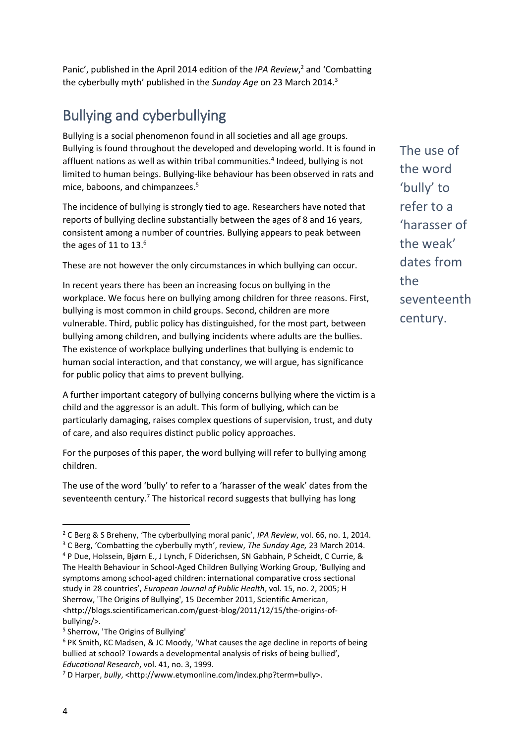Panic', published in the April 2014 edition of the *IPA Review*,[2] and 'Combatting the cyberbully myth' published in the *Sunday Age* on 23 March 2014.[3]

## Bullying and cyberbullying

Bullying is a social phenomenon found in all societies and all age groups. Bullying is found throughout the developed and developing world. It is found in affluent nations as well as within tribal communities.[4] Indeed, bullying is not limited to human beings. Bullying-like behaviour has been observed in rats and mice, baboons, and chimpanzees.[5]

The incidence of bullying is strongly tied to age. Researchers have noted that reports of bullying decline substantially between the ages of 8 and 16 years, consistent among a number of countries. Bullying appears to peak between the ages of 11 to 13.[6]

These are not however the only circumstances in which bullying can occur.

In recent years there has been an increasing focus on bullying in the workplace. We focus here on bullying among children for three reasons. First, bullying is most common in child groups. Second, children are more vulnerable. Third, public policy has distinguished, for the most part, between bullying among children, and bullying incidents where adults are the bullies. The existence of workplace bullying underlines that bullying is endemic to human social interaction, and that constancy, we will argue, has significance for public policy that aims to prevent bullying.

A further important category of bullying concerns bullying where the victim is a child and the aggressor is an adult. This form of bullying, which can be particularly damaging, raises complex questions of supervision, trust, and duty of care, and also requires distinct public policy approaches.

For the purposes of this paper, the word bullying will refer to bullying among children.

The use of the word 'bully' to refer to a 'harasser of the weak' dates from the seventeenth century.[7] The historical record suggests that bullying has long

> The use of the word 'bully' to refer to a 'harasser of the weak' dates from the seventeenth century.

---

[2] C Berg & S Breheny, 'The cyberbullying moral panic', *IPA Review*, vol. 66, no. 1, 2014.

[3] C Berg, 'Combatting the cyberbully myth', review, *The Sunday Age,* 23 March 2014.

[4] P Due, Holssein, Bjørn E., J Lynch, F Diderichsen, SN Gabhain, P Scheidt, C Currie, & The Health Behaviour in School-Aged Children Bullying Working Group, 'Bullying and symptoms among school-aged children: international comparative cross sectional study in 28 countries', *European Journal of Public Health*, vol. 15, no. 2, 2005; H Sherrow, 'The Origins of Bullying', 15 December 2011, Scientific American, <http://blogs.scientificamerican.com/guest-blog/2011/12/15/the-origins-of-bullying/>.

[5] Sherrow, 'The Origins of Bullying'

[6] PK Smith, KC Madsen, & JC Moody, 'What causes the age decline in reports of being bullied at school? Towards a developmental analysis of risks of being bullied', *Educational Research*, vol. 41, no. 3, 1999.

[7] D Harper, *bully*, <http://www.etymonline.com/index.php?term=bully>.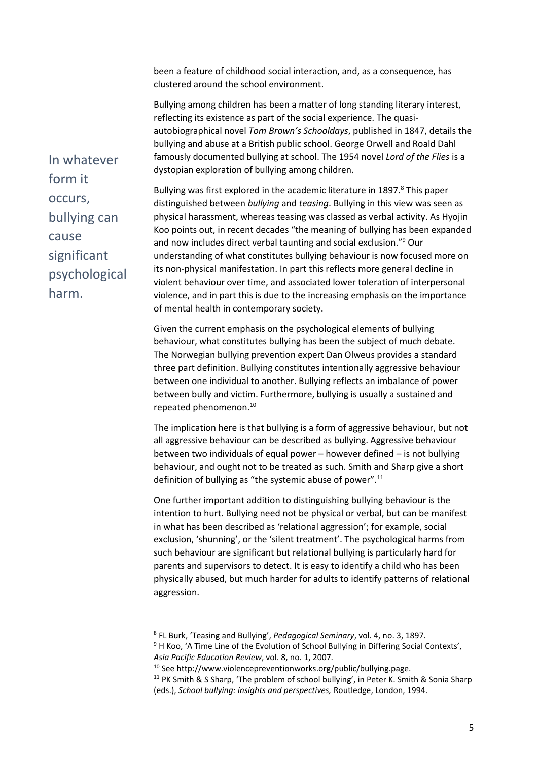been a feature of childhood social interaction, and, as a consequence, has clustered around the school environment.

Bullying among children has been a matter of long standing literary interest, reflecting its existence as part of the social experience. The quasi-autobiographical novel *Tom Brown's Schooldays*, published in 1847, details the bullying and abuse at a British public school. George Orwell and Roald Dahl famously documented bullying at school. The 1954 novel *Lord of the Flies* is a dystopian exploration of bullying among children.

> In whatever form it occurs, bullying can cause significant psychological harm.

Bullying was first explored in the academic literature in 1897.[8] This paper distinguished between *bullying* and *teasing*. Bullying in this view was seen as physical harassment, whereas teasing was classed as verbal activity. As Hyojin Koo points out, in recent decades "the meaning of bullying has been expanded and now includes direct verbal taunting and social exclusion."[9] Our understanding of what constitutes bullying behaviour is now focused more on its non-physical manifestation. In part this reflects more general decline in violent behaviour over time, and associated lower toleration of interpersonal violence, and in part this is due to the increasing emphasis on the importance of mental health in contemporary society.

Given the current emphasis on the psychological elements of bullying behaviour, what constitutes bullying has been the subject of much debate. The Norwegian bullying prevention expert Dan Olweus provides a standard three part definition. Bullying constitutes intentionally aggressive behaviour between one individual to another. Bullying reflects an imbalance of power between bully and victim. Furthermore, bullying is usually a sustained and repeated phenomenon.[10]

The implication here is that bullying is a form of aggressive behaviour, but not all aggressive behaviour can be described as bullying. Aggressive behaviour between two individuals of equal power – however defined – is not bullying behaviour, and ought not to be treated as such. Smith and Sharp give a short definition of bullying as "the systemic abuse of power".[11]

One further important addition to distinguishing bullying behaviour is the intention to hurt. Bullying need not be physical or verbal, but can be manifest in what has been described as 'relational aggression'; for example, social exclusion, 'shunning', or the 'silent treatment'. The psychological harms from such behaviour are significant but relational bullying is particularly hard for parents and supervisors to detect. It is easy to identify a child who has been physically abused, but much harder for adults to identify patterns of relational aggression.

---

[8] FL Burk, 'Teasing and Bullying', *Pedagogical Seminary*, vol. 4, no. 3, 1897.

[9] H Koo, 'A Time Line of the Evolution of School Bullying in Differing Social Contexts', *Asia Pacific Education Review*, vol. 8, no. 1, 2007.

[10] See http://www.violencepreventionworks.org/public/bullying.page.

[11] PK Smith & S Sharp, 'The problem of school bullying', in Peter K. Smith & Sonia Sharp (eds.), *School bullying: insights and perspectives,* Routledge, London, 1994.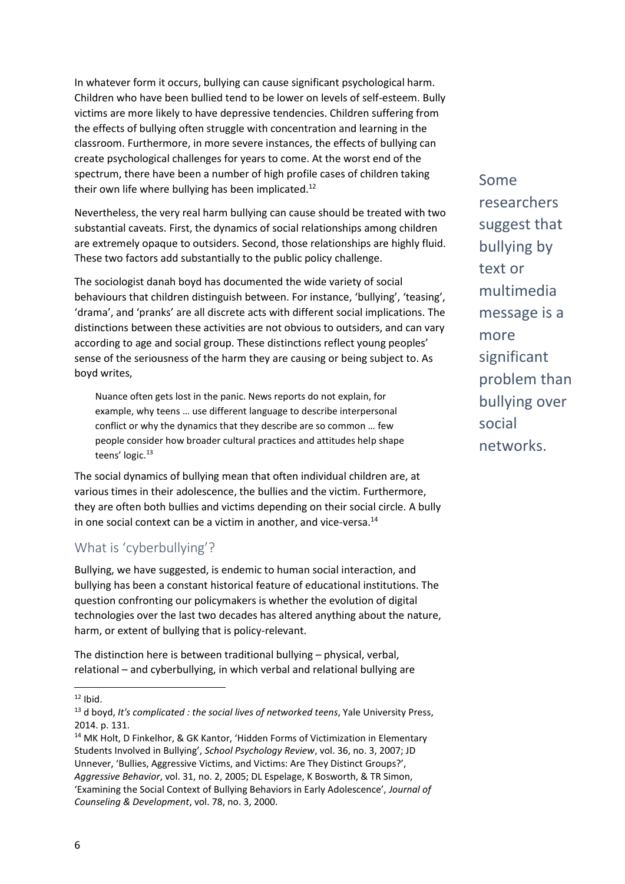In whatever form it occurs, bullying can cause significant psychological harm. Children who have been bullied tend to be lower on levels of self-esteem. Bully victims are more likely to have depressive tendencies. Children suffering from the effects of bullying often struggle with concentration and learning in the classroom. Furthermore, in more severe instances, the effects of bullying can create psychological challenges for years to come. At the worst end of the spectrum, there have been a number of high profile cases of children taking their own life where bullying has been implicated.[12]

Nevertheless, the very real harm bullying can cause should be treated with two substantial caveats. First, the dynamics of social relationships among children are extremely opaque to outsiders. Second, those relationships are highly fluid. These two factors add substantially to the public policy challenge.

The sociologist danah boyd has documented the wide variety of social behaviours that children distinguish between. For instance, 'bullying', 'teasing', 'drama', and 'pranks' are all discrete acts with different social implications. The distinctions between these activities are not obvious to outsiders, and can vary according to age and social group. These distinctions reflect young peoples' sense of the seriousness of the harm they are causing or being subject to. As boyd writes,

> Nuance often gets lost in the panic. News reports do not explain, for example, why teens … use different language to describe interpersonal conflict or why the dynamics that they describe are so common … few people consider how broader cultural practices and attitudes help shape teens' logic.[13]

The social dynamics of bullying mean that often individual children are, at various times in their adolescence, the bullies and the victim. Furthermore, they are often both bullies and victims depending on their social circle. A bully in one social context can be a victim in another, and vice-versa.[14]

Some researchers suggest that bullying by text or multimedia message is a more significant problem than bullying over social networks.

## What is 'cyberbullying'?

Bullying, we have suggested, is endemic to human social interaction, and bullying has been a constant historical feature of educational institutions. The question confronting our policymakers is whether the evolution of digital technologies over the last two decades has altered anything about the nature, harm, or extent of bullying that is policy-relevant.

The distinction here is between traditional bullying – physical, verbal, relational – and cyberbullying, in which verbal and relational bullying are

---

[12] Ibid.

[13] d boyd, *It's complicated : the social lives of networked teens*, Yale University Press, 2014. p. 131.

[14] MK Holt, D Finkelhor, & GK Kantor, 'Hidden Forms of Victimization in Elementary Students Involved in Bullying', *School Psychology Review*, vol. 36, no. 3, 2007; JD Unnever, 'Bullies, Aggressive Victims, and Victims: Are They Distinct Groups?', *Aggressive Behavior*, vol. 31, no. 2, 2005; DL Espelage, K Bosworth, & TR Simon, 'Examining the Social Context of Bullying Behaviors in Early Adolescence', *Journal of Counseling & Development*, vol. 78, no. 3, 2000.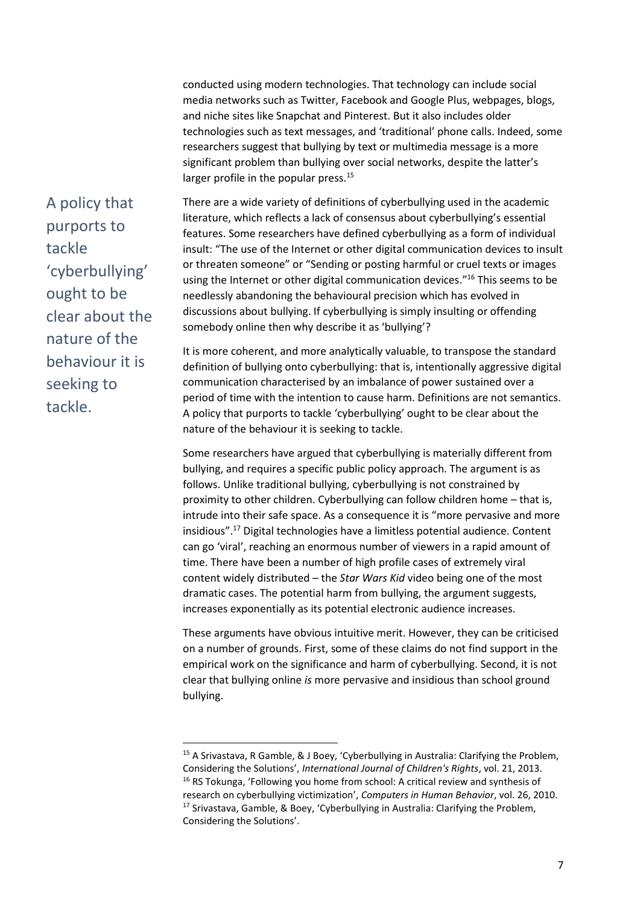conducted using modern technologies. That technology can include social media networks such as Twitter, Facebook and Google Plus, webpages, blogs, and niche sites like Snapchat and Pinterest. But it also includes older technologies such as text messages, and 'traditional' phone calls. Indeed, some researchers suggest that bullying by text or multimedia message is a more significant problem than bullying over social networks, despite the latter's larger profile in the popular press.[15]

> A policy that purports to tackle 'cyberbullying' ought to be clear about the nature of the behaviour it is seeking to tackle.

There are a wide variety of definitions of cyberbullying used in the academic literature, which reflects a lack of consensus about cyberbullying's essential features. Some researchers have defined cyberbullying as a form of individual insult: "The use of the Internet or other digital communication devices to insult or threaten someone" or "Sending or posting harmful or cruel texts or images using the Internet or other digital communication devices."[16] This seems to be needlessly abandoning the behavioural precision which has evolved in discussions about bullying. If cyberbullying is simply insulting or offending somebody online then why describe it as 'bullying'?

It is more coherent, and more analytically valuable, to transpose the standard definition of bullying onto cyberbullying: that is, intentionally aggressive digital communication characterised by an imbalance of power sustained over a period of time with the intention to cause harm. Definitions are not semantics. A policy that purports to tackle 'cyberbullying' ought to be clear about the nature of the behaviour it is seeking to tackle.

Some researchers have argued that cyberbullying is materially different from bullying, and requires a specific public policy approach. The argument is as follows. Unlike traditional bullying, cyberbullying is not constrained by proximity to other children. Cyberbullying can follow children home – that is, intrude into their safe space. As a consequence it is "more pervasive and more insidious".[17] Digital technologies have a limitless potential audience. Content can go 'viral', reaching an enormous number of viewers in a rapid amount of time. There have been a number of high profile cases of extremely viral content widely distributed – the *Star Wars Kid* video being one of the most dramatic cases. The potential harm from bullying, the argument suggests, increases exponentially as its potential electronic audience increases.

These arguments have obvious intuitive merit. However, they can be criticised on a number of grounds. First, some of these claims do not find support in the empirical work on the significance and harm of cyberbullying. Second, it is not clear that bullying online *is* more pervasive and insidious than school ground bullying.

---

[15] A Srivastava, R Gamble, & J Boey, 'Cyberbullying in Australia: Clarifying the Problem, Considering the Solutions', *International Journal of Children's Rights*, vol. 21, 2013.

[16] RS Tokunga, 'Following you home from school: A critical review and synthesis of research on cyberbullying victimization', *Computers in Human Behavior*, vol. 26, 2010.

[17] Srivastava, Gamble, & Boey, 'Cyberbullying in Australia: Clarifying the Problem, Considering the Solutions'.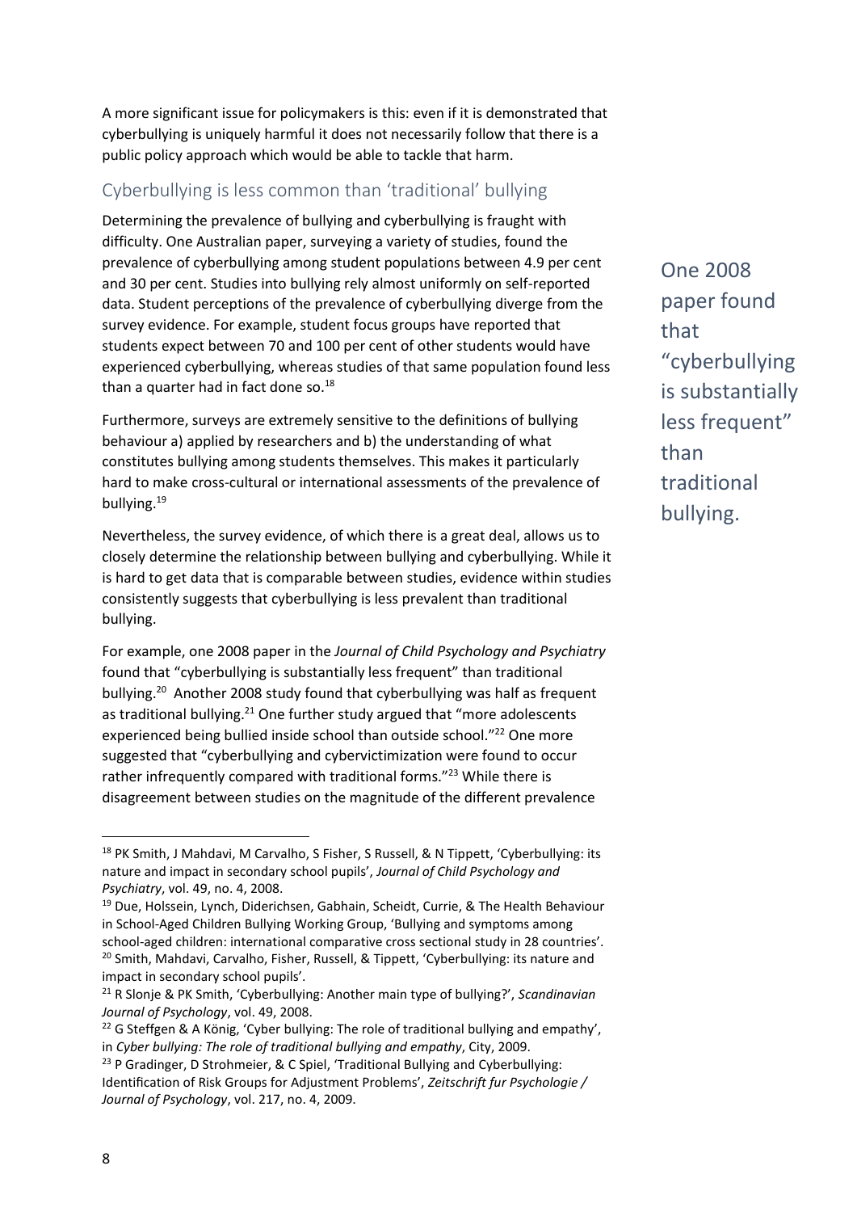A more significant issue for policymakers is this: even if it is demonstrated that cyberbullying is uniquely harmful it does not necessarily follow that there is a public policy approach which would be able to tackle that harm.

## Cyberbullying is less common than 'traditional' bullying

Determining the prevalence of bullying and cyberbullying is fraught with difficulty. One Australian paper, surveying a variety of studies, found the prevalence of cyberbullying among student populations between 4.9 per cent and 30 per cent. Studies into bullying rely almost uniformly on self-reported data. Student perceptions of the prevalence of cyberbullying diverge from the survey evidence. For example, student focus groups have reported that students expect between 70 and 100 per cent of other students would have experienced cyberbullying, whereas studies of that same population found less than a quarter had in fact done so.[18]

Furthermore, surveys are extremely sensitive to the definitions of bullying behaviour a) applied by researchers and b) the understanding of what constitutes bullying among students themselves. This makes it particularly hard to make cross-cultural or international assessments of the prevalence of bullying.[19]

Nevertheless, the survey evidence, of which there is a great deal, allows us to closely determine the relationship between bullying and cyberbullying. While it is hard to get data that is comparable between studies, evidence within studies consistently suggests that cyberbullying is less prevalent than traditional bullying.

> One 2008 paper found that "cyberbullying is substantially less frequent" than traditional bullying.

For example, one 2008 paper in the *Journal of Child Psychology and Psychiatry* found that "cyberbullying is substantially less frequent" than traditional bullying.[20] Another 2008 study found that cyberbullying was half as frequent as traditional bullying.[21] One further study argued that "more adolescents experienced being bullied inside school than outside school."[22] One more suggested that "cyberbullying and cybervictimization were found to occur rather infrequently compared with traditional forms."[23] While there is disagreement between studies on the magnitude of the different prevalence

---

[18] PK Smith, J Mahdavi, M Carvalho, S Fisher, S Russell, & N Tippett, 'Cyberbullying: its nature and impact in secondary school pupils', *Journal of Child Psychology and Psychiatry*, vol. 49, no. 4, 2008.

[19] Due, Holssein, Lynch, Diderichsen, Gabhain, Scheidt, Currie, & The Health Behaviour in School-Aged Children Bullying Working Group, 'Bullying and symptoms among school-aged children: international comparative cross sectional study in 28 countries'.

[20] Smith, Mahdavi, Carvalho, Fisher, Russell, & Tippett, 'Cyberbullying: its nature and impact in secondary school pupils'.

[21] R Slonje & PK Smith, 'Cyberbullying: Another main type of bullying?', *Scandinavian Journal of Psychology*, vol. 49, 2008.

[22] G Steffgen & A König, 'Cyber bullying: The role of traditional bullying and empathy', in *Cyber bullying: The role of traditional bullying and empathy*, City, 2009.

[23] P Gradinger, D Strohmeier, & C Spiel, 'Traditional Bullying and Cyberbullying: Identification of Risk Groups for Adjustment Problems', *Zeitschrift fur Psychologie / Journal of Psychology*, vol. 217, no. 4, 2009.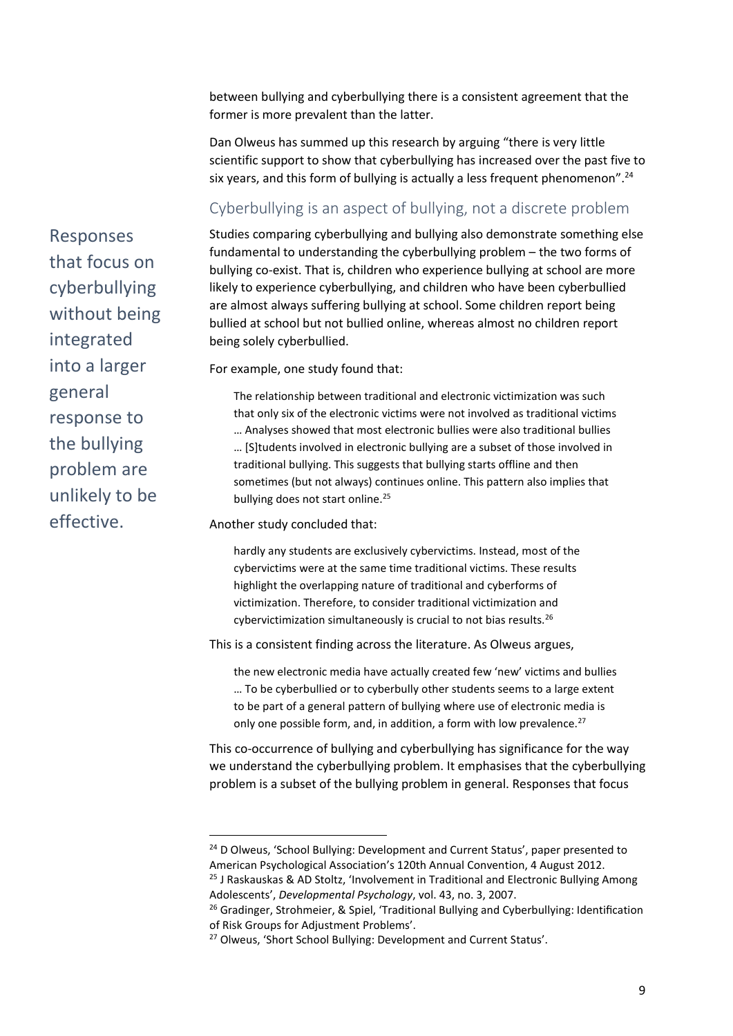between bullying and cyberbullying there is a consistent agreement that the former is more prevalent than the latter.

Dan Olweus has summed up this research by arguing "there is very little scientific support to show that cyberbullying has increased over the past five to six years, and this form of bullying is actually a less frequent phenomenon".[24]

## Cyberbullying is an aspect of bullying, not a discrete problem

> Responses that focus on cyberbullying without being integrated into a larger general response to the bullying problem are unlikely to be effective.

Studies comparing cyberbullying and bullying also demonstrate something else fundamental to understanding the cyberbullying problem – the two forms of bullying co-exist. That is, children who experience bullying at school are more likely to experience cyberbullying, and children who have been cyberbullied are almost always suffering bullying at school. Some children report being bullied at school but not bullied online, whereas almost no children report being solely cyberbullied.

For example, one study found that:

> The relationship between traditional and electronic victimization was such that only six of the electronic victims were not involved as traditional victims … Analyses showed that most electronic bullies were also traditional bullies … [S]tudents involved in electronic bullying are a subset of those involved in traditional bullying. This suggests that bullying starts offline and then sometimes (but not always) continues online. This pattern also implies that bullying does not start online.[25]

Another study concluded that:

> hardly any students are exclusively cybervictims. Instead, most of the cybervictims were at the same time traditional victims. These results highlight the overlapping nature of traditional and cyberforms of victimization. Therefore, to consider traditional victimization and cybervictimization simultaneously is crucial to not bias results.[26]

This is a consistent finding across the literature. As Olweus argues,

> the new electronic media have actually created few 'new' victims and bullies … To be cyberbullied or to cyberbully other students seems to a large extent to be part of a general pattern of bullying where use of electronic media is only one possible form, and, in addition, a form with low prevalence.[27]

This co-occurrence of bullying and cyberbullying has significance for the way we understand the cyberbullying problem. It emphasises that the cyberbullying problem is a subset of the bullying problem in general. Responses that focus

---

[24] D Olweus, 'School Bullying: Development and Current Status', paper presented to American Psychological Association's 120th Annual Convention, 4 August 2012.

[25] J Raskauskas & AD Stoltz, 'Involvement in Traditional and Electronic Bullying Among Adolescents', *Developmental Psychology*, vol. 43, no. 3, 2007.

[26] Gradinger, Strohmeier, & Spiel, 'Traditional Bullying and Cyberbullying: Identification of Risk Groups for Adjustment Problems'.

[27] Olweus, 'Short School Bullying: Development and Current Status'.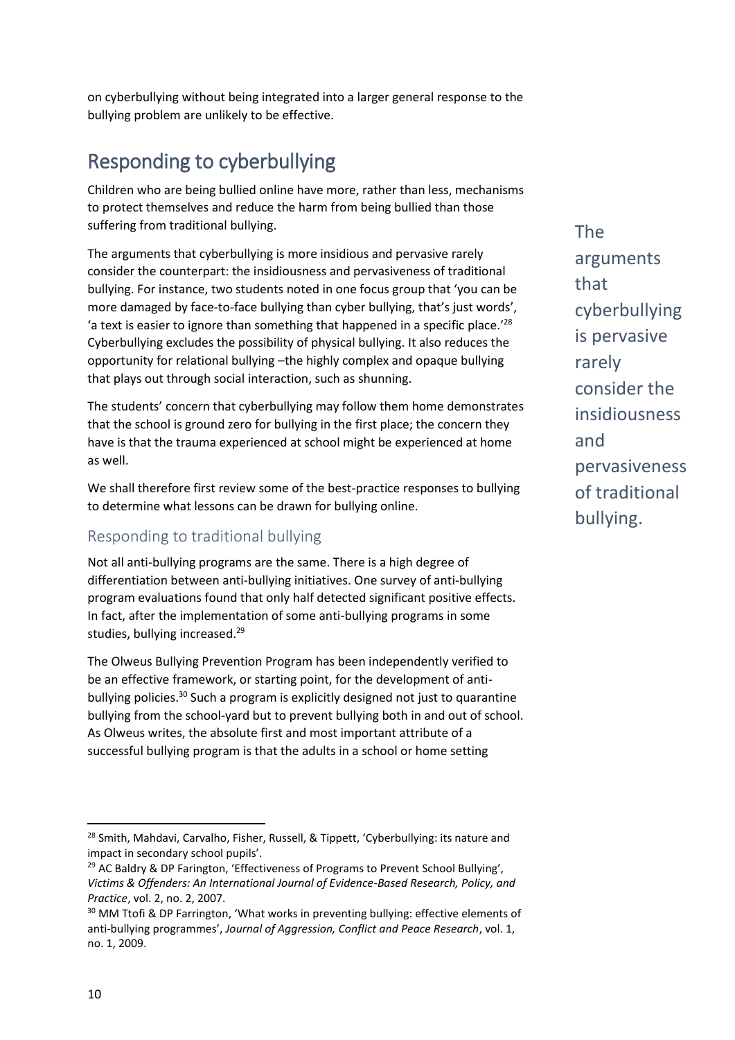on cyberbullying without being integrated into a larger general response to the bullying problem are unlikely to be effective.

## Responding to cyberbullying

Children who are being bullied online have more, rather than less, mechanisms to protect themselves and reduce the harm from being bullied than those suffering from traditional bullying.

The arguments that cyberbullying is more insidious and pervasive rarely consider the counterpart: the insidiousness and pervasiveness of traditional bullying. For instance, two students noted in one focus group that 'you can be more damaged by face-to-face bullying than cyber bullying, that's just words', 'a text is easier to ignore than something that happened in a specific place.'[28] Cyberbullying excludes the possibility of physical bullying. It also reduces the opportunity for relational bullying –the highly complex and opaque bullying that plays out through social interaction, such as shunning.

> The arguments that cyberbullying is pervasive rarely consider the insidiousness and pervasiveness of traditional bullying.

The students' concern that cyberbullying may follow them home demonstrates that the school is ground zero for bullying in the first place; the concern they have is that the trauma experienced at school might be experienced at home as well.

We shall therefore first review some of the best-practice responses to bullying to determine what lessons can be drawn for bullying online.

### Responding to traditional bullying

Not all anti-bullying programs are the same. There is a high degree of differentiation between anti-bullying initiatives. One survey of anti-bullying program evaluations found that only half detected significant positive effects. In fact, after the implementation of some anti-bullying programs in some studies, bullying increased.[29]

The Olweus Bullying Prevention Program has been independently verified to be an effective framework, or starting point, for the development of anti-bullying policies.[30] Such a program is explicitly designed not just to quarantine bullying from the school-yard but to prevent bullying both in and out of school. As Olweus writes, the absolute first and most important attribute of a successful bullying program is that the adults in a school or home setting

---

[28] Smith, Mahdavi, Carvalho, Fisher, Russell, & Tippett, 'Cyberbullying: its nature and impact in secondary school pupils'.

[29] AC Baldry & DP Farington, 'Effectiveness of Programs to Prevent School Bullying', *Victims & Offenders: An International Journal of Evidence-Based Research, Policy, and Practice*, vol. 2, no. 2, 2007.

[30] MM Ttofi & DP Farrington, 'What works in preventing bullying: effective elements of anti-bullying programmes', *Journal of Aggression, Conflict and Peace Research*, vol. 1, no. 1, 2009.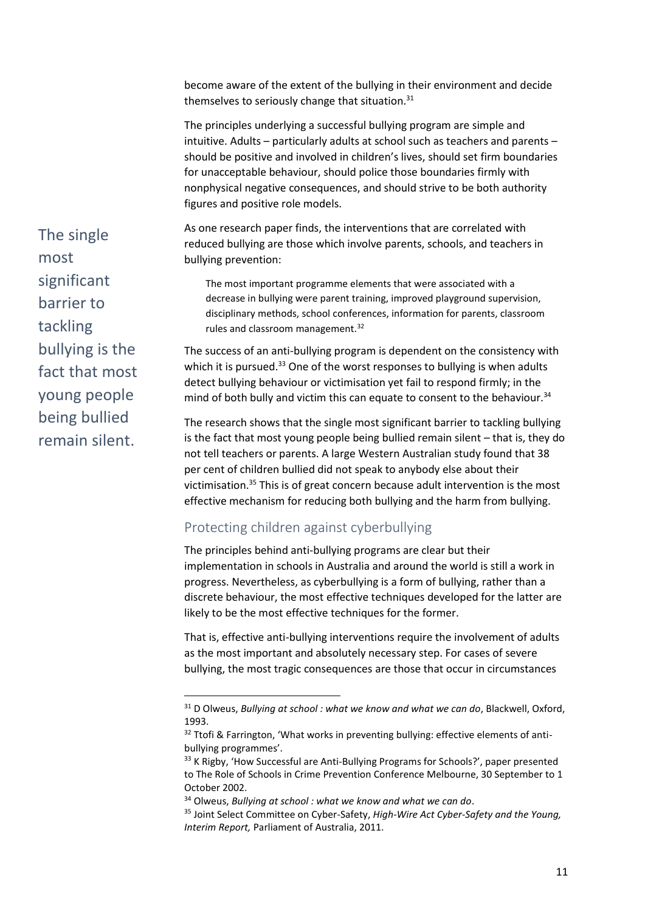become aware of the extent of the bullying in their environment and decide themselves to seriously change that situation.[31]

The principles underlying a successful bullying program are simple and intuitive. Adults – particularly adults at school such as teachers and parents – should be positive and involved in children's lives, should set firm boundaries for unacceptable behaviour, should police those boundaries firmly with nonphysical negative consequences, and should strive to be both authority figures and positive role models.

> The single most significant barrier to tackling bullying is the fact that most young people being bullied remain silent.

As one research paper finds, the interventions that are correlated with reduced bullying are those which involve parents, schools, and teachers in bullying prevention:

> The most important programme elements that were associated with a decrease in bullying were parent training, improved playground supervision, disciplinary methods, school conferences, information for parents, classroom rules and classroom management.[32]

The success of an anti-bullying program is dependent on the consistency with which it is pursued.[33] One of the worst responses to bullying is when adults detect bullying behaviour or victimisation yet fail to respond firmly; in the mind of both bully and victim this can equate to consent to the behaviour.[34]

The research shows that the single most significant barrier to tackling bullying is the fact that most young people being bullied remain silent – that is, they do not tell teachers or parents. A large Western Australian study found that 38 per cent of children bullied did not speak to anybody else about their victimisation.[35] This is of great concern because adult intervention is the most effective mechanism for reducing both bullying and the harm from bullying.

## Protecting children against cyberbullying

The principles behind anti-bullying programs are clear but their implementation in schools in Australia and around the world is still a work in progress. Nevertheless, as cyberbullying is a form of bullying, rather than a discrete behaviour, the most effective techniques developed for the latter are likely to be the most effective techniques for the former.

That is, effective anti-bullying interventions require the involvement of adults as the most important and absolutely necessary step. For cases of severe bullying, the most tragic consequences are those that occur in circumstances

---

[31] D Olweus, *Bullying at school : what we know and what we can do*, Blackwell, Oxford, 1993.

[32] Ttofi & Farrington, 'What works in preventing bullying: effective elements of anti-bullying programmes'.

[33] K Rigby, 'How Successful are Anti-Bullying Programs for Schools?', paper presented to The Role of Schools in Crime Prevention Conference Melbourne, 30 September to 1 October 2002.

[34] Olweus, *Bullying at school : what we know and what we can do*.

[35] Joint Select Committee on Cyber-Safety, *High-Wire Act Cyber-Safety and the Young, Interim Report,* Parliament of Australia, 2011.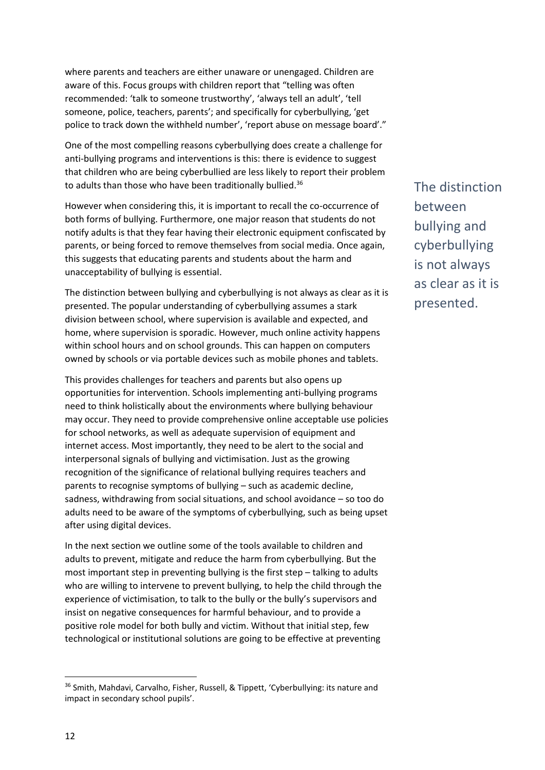where parents and teachers are either unaware or unengaged. Children are aware of this. Focus groups with children report that "telling was often recommended: 'talk to someone trustworthy', 'always tell an adult', 'tell someone, police, teachers, parents'; and specifically for cyberbullying, 'get police to track down the withheld number', 'report abuse on message board'."

One of the most compelling reasons cyberbullying does create a challenge for anti-bullying programs and interventions is this: there is evidence to suggest that children who are being cyberbullied are less likely to report their problem to adults than those who have been traditionally bullied.[36]

However when considering this, it is important to recall the co-occurrence of both forms of bullying. Furthermore, one major reason that students do not notify adults is that they fear having their electronic equipment confiscated by parents, or being forced to remove themselves from social media. Once again, this suggests that educating parents and students about the harm and unacceptability of bullying is essential.

> The distinction between bullying and cyberbullying is not always as clear as it is presented.

The distinction between bullying and cyberbullying is not always as clear as it is presented. The popular understanding of cyberbullying assumes a stark division between school, where supervision is available and expected, and home, where supervision is sporadic. However, much online activity happens within school hours and on school grounds. This can happen on computers owned by schools or via portable devices such as mobile phones and tablets.

This provides challenges for teachers and parents but also opens up opportunities for intervention. Schools implementing anti-bullying programs need to think holistically about the environments where bullying behaviour may occur. They need to provide comprehensive online acceptable use policies for school networks, as well as adequate supervision of equipment and internet access. Most importantly, they need to be alert to the social and interpersonal signals of bullying and victimisation. Just as the growing recognition of the significance of relational bullying requires teachers and parents to recognise symptoms of bullying – such as academic decline, sadness, withdrawing from social situations, and school avoidance – so too do adults need to be aware of the symptoms of cyberbullying, such as being upset after using digital devices.

In the next section we outline some of the tools available to children and adults to prevent, mitigate and reduce the harm from cyberbullying. But the most important step in preventing bullying is the first step – talking to adults who are willing to intervene to prevent bullying, to help the child through the experience of victimisation, to talk to the bully or the bully's supervisors and insist on negative consequences for harmful behaviour, and to provide a positive role model for both bully and victim. Without that initial step, few technological or institutional solutions are going to be effective at preventing

---

[36] Smith, Mahdavi, Carvalho, Fisher, Russell, & Tippett, 'Cyberbullying: its nature and impact in secondary school pupils'.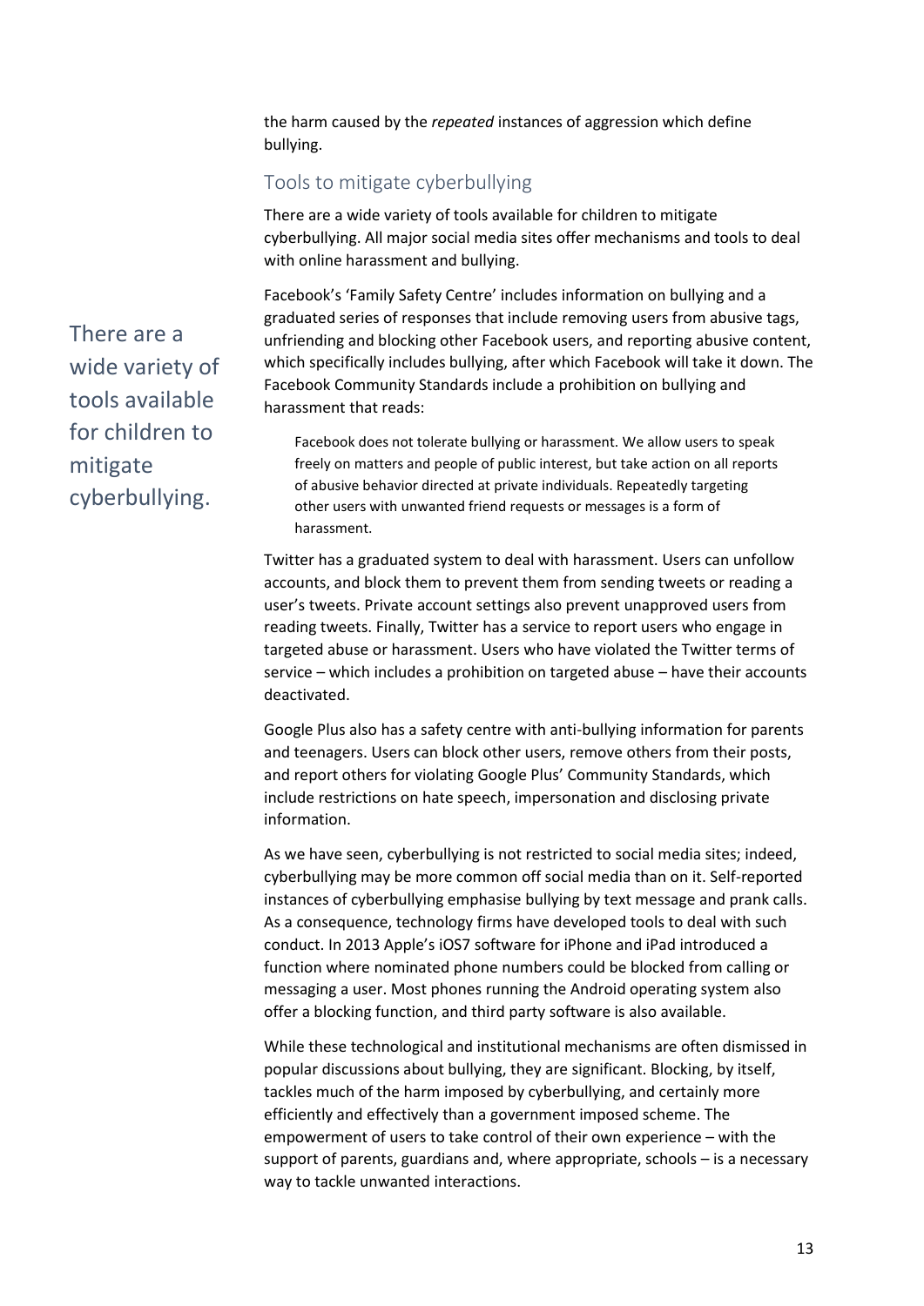the harm caused by the *repeated* instances of aggression which define bullying.

## Tools to mitigate cyberbullying

There are a wide variety of tools available for children to mitigate cyberbullying. All major social media sites offer mechanisms and tools to deal with online harassment and bullying.

There are a wide variety of tools available for children to mitigate cyberbullying.

Facebook's 'Family Safety Centre' includes information on bullying and a graduated series of responses that include removing users from abusive tags, unfriending and blocking other Facebook users, and reporting abusive content, which specifically includes bullying, after which Facebook will take it down. The Facebook Community Standards include a prohibition on bullying and harassment that reads:

> Facebook does not tolerate bullying or harassment. We allow users to speak freely on matters and people of public interest, but take action on all reports of abusive behavior directed at private individuals. Repeatedly targeting other users with unwanted friend requests or messages is a form of harassment.

Twitter has a graduated system to deal with harassment. Users can unfollow accounts, and block them to prevent them from sending tweets or reading a user's tweets. Private account settings also prevent unapproved users from reading tweets. Finally, Twitter has a service to report users who engage in targeted abuse or harassment. Users who have violated the Twitter terms of service – which includes a prohibition on targeted abuse – have their accounts deactivated.

Google Plus also has a safety centre with anti-bullying information for parents and teenagers. Users can block other users, remove others from their posts, and report others for violating Google Plus' Community Standards, which include restrictions on hate speech, impersonation and disclosing private information.

As we have seen, cyberbullying is not restricted to social media sites; indeed, cyberbullying may be more common off social media than on it. Self-reported instances of cyberbullying emphasise bullying by text message and prank calls. As a consequence, technology firms have developed tools to deal with such conduct. In 2013 Apple's iOS7 software for iPhone and iPad introduced a function where nominated phone numbers could be blocked from calling or messaging a user. Most phones running the Android operating system also offer a blocking function, and third party software is also available.

While these technological and institutional mechanisms are often dismissed in popular discussions about bullying, they are significant. Blocking, by itself, tackles much of the harm imposed by cyberbullying, and certainly more efficiently and effectively than a government imposed scheme. The empowerment of users to take control of their own experience – with the support of parents, guardians and, where appropriate, schools – is a necessary way to tackle unwanted interactions.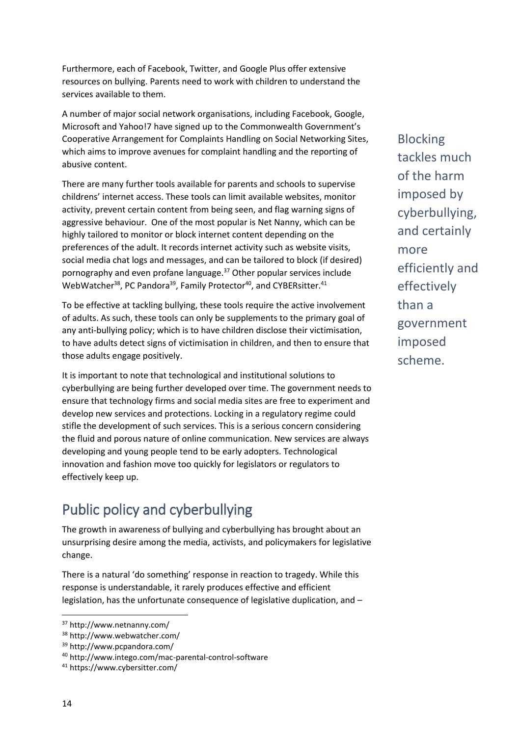Furthermore, each of Facebook, Twitter, and Google Plus offer extensive resources on bullying. Parents need to work with children to understand the services available to them.

A number of major social network organisations, including Facebook, Google, Microsoft and Yahoo!7 have signed up to the Commonwealth Government's Cooperative Arrangement for Complaints Handling on Social Networking Sites, which aims to improve avenues for complaint handling and the reporting of abusive content.

> Blocking tackles much of the harm imposed by cyberbullying, and certainly more efficiently and effectively than a government imposed scheme.

There are many further tools available for parents and schools to supervise childrens' internet access. These tools can limit available websites, monitor activity, prevent certain content from being seen, and flag warning signs of aggressive behaviour. One of the most popular is Net Nanny, which can be highly tailored to monitor or block internet content depending on the preferences of the adult. It records internet activity such as website visits, social media chat logs and messages, and can be tailored to block (if desired) pornography and even profane language.[37] Other popular services include WebWatcher[38], PC Pandora[39], Family Protector[40], and CYBERsitter.[41]

To be effective at tackling bullying, these tools require the active involvement of adults. As such, these tools can only be supplements to the primary goal of any anti-bullying policy; which is to have children disclose their victimisation, to have adults detect signs of victimisation in children, and then to ensure that those adults engage positively.

It is important to note that technological and institutional solutions to cyberbullying are being further developed over time. The government needs to ensure that technology firms and social media sites are free to experiment and develop new services and protections. Locking in a regulatory regime could stifle the development of such services. This is a serious concern considering the fluid and porous nature of online communication. New services are always developing and young people tend to be early adopters. Technological innovation and fashion move too quickly for legislators or regulators to effectively keep up.

## Public policy and cyberbullying

The growth in awareness of bullying and cyberbullying has brought about an unsurprising desire among the media, activists, and policymakers for legislative change.

There is a natural 'do something' response in reaction to tragedy. While this response is understandable, it rarely produces effective and efficient legislation, has the unfortunate consequence of legislative duplication, and –

---

[37] http://www.netnanny.com/

[38] http://www.webwatcher.com/

[39] http://www.pcpandora.com/

[40] http://www.intego.com/mac-parental-control-software

[41] https://www.cybersitter.com/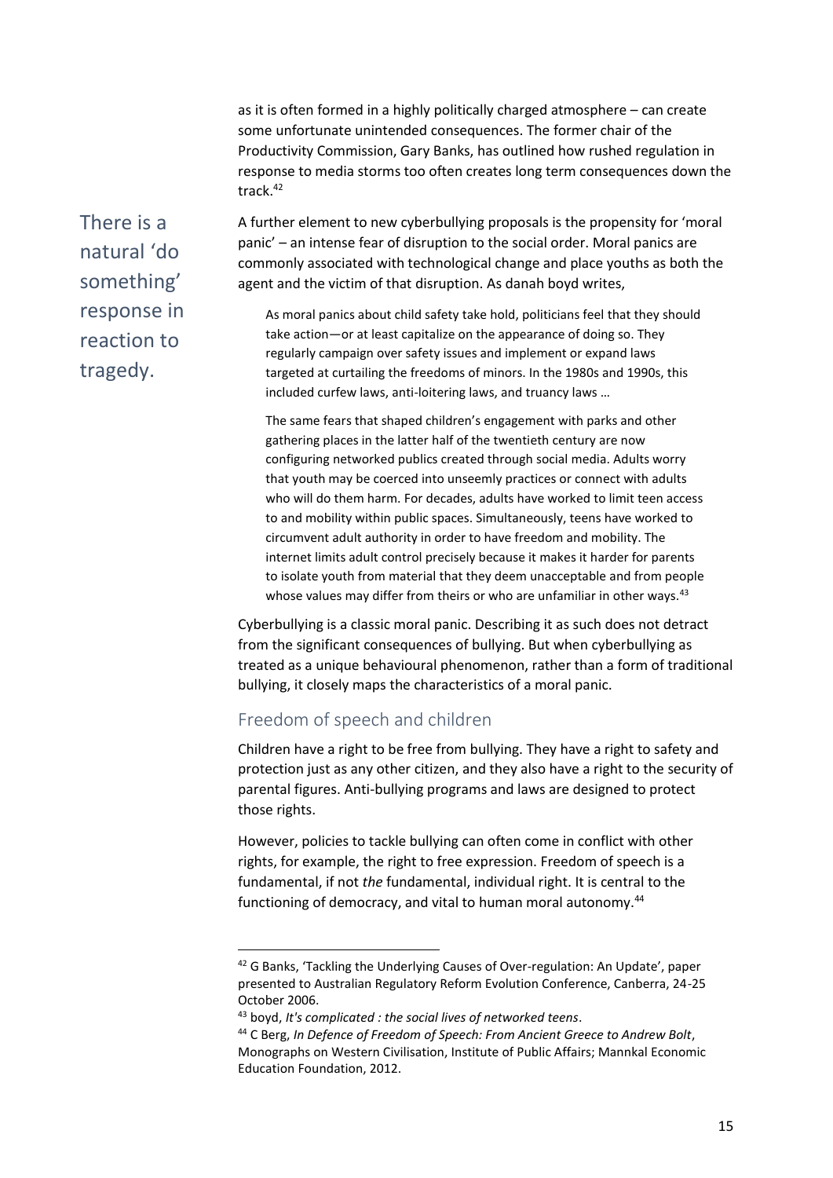as it is often formed in a highly politically charged atmosphere – can create some unfortunate unintended consequences. The former chair of the Productivity Commission, Gary Banks, has outlined how rushed regulation in response to media storms too often creates long term consequences down the track.[42]

There is a natural 'do something' response in reaction to tragedy.

A further element to new cyberbullying proposals is the propensity for 'moral panic' – an intense fear of disruption to the social order. Moral panics are commonly associated with technological change and place youths as both the agent and the victim of that disruption. As danah boyd writes,

> As moral panics about child safety take hold, politicians feel that they should take action—or at least capitalize on the appearance of doing so. They regularly campaign over safety issues and implement or expand laws targeted at curtailing the freedoms of minors. In the 1980s and 1990s, this included curfew laws, anti-loitering laws, and truancy laws …
>
> The same fears that shaped children's engagement with parks and other gathering places in the latter half of the twentieth century are now configuring networked publics created through social media. Adults worry that youth may be coerced into unseemly practices or connect with adults who will do them harm. For decades, adults have worked to limit teen access to and mobility within public spaces. Simultaneously, teens have worked to circumvent adult authority in order to have freedom and mobility. The internet limits adult control precisely because it makes it harder for parents to isolate youth from material that they deem unacceptable and from people whose values may differ from theirs or who are unfamiliar in other ways.[43]

Cyberbullying is a classic moral panic. Describing it as such does not detract from the significant consequences of bullying. But when cyberbullying as treated as a unique behavioural phenomenon, rather than a form of traditional bullying, it closely maps the characteristics of a moral panic.

## Freedom of speech and children

Children have a right to be free from bullying. They have a right to safety and protection just as any other citizen, and they also have a right to the security of parental figures. Anti-bullying programs and laws are designed to protect those rights.

However, policies to tackle bullying can often come in conflict with other rights, for example, the right to free expression. Freedom of speech is a fundamental, if not *the* fundamental, individual right. It is central to the functioning of democracy, and vital to human moral autonomy.[44]

---

[42] G Banks, 'Tackling the Underlying Causes of Over-regulation: An Update', paper presented to Australian Regulatory Reform Evolution Conference, Canberra, 24-25 October 2006.

[43] boyd, *It's complicated : the social lives of networked teens*.

[44] C Berg, *In Defence of Freedom of Speech: From Ancient Greece to Andrew Bolt*, Monographs on Western Civilisation, Institute of Public Affairs; Mannkal Economic Education Foundation, 2012.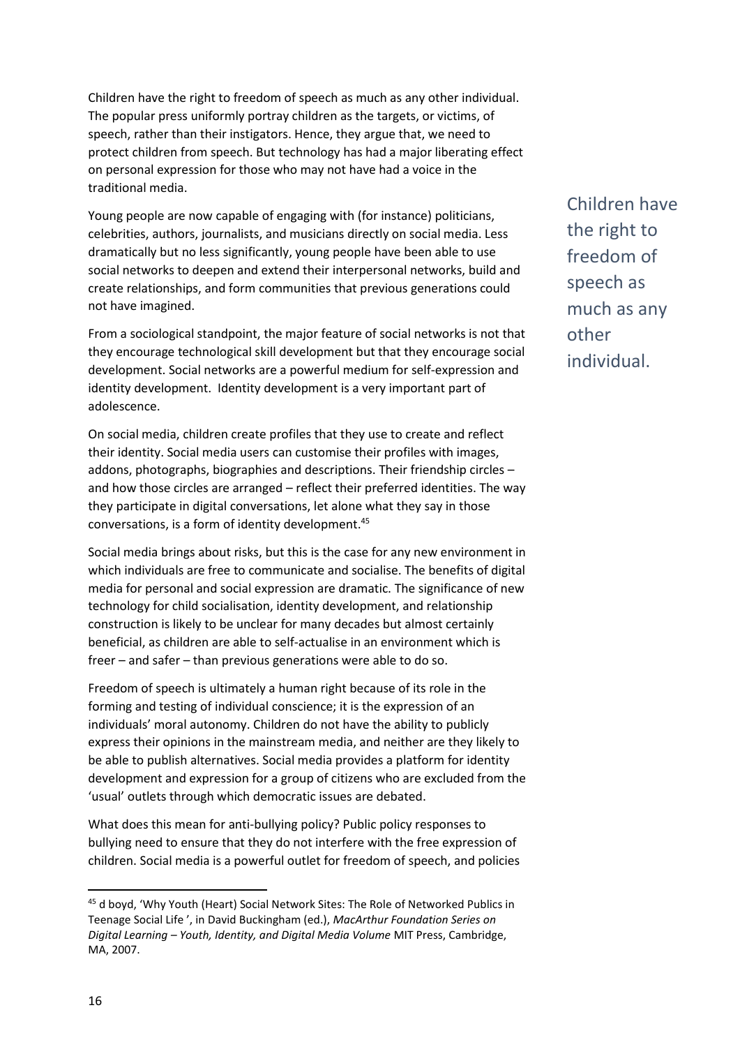Children have the right to freedom of speech as much as any other individual. The popular press uniformly portray children as the targets, or victims, of speech, rather than their instigators. Hence, they argue that, we need to protect children from speech. But technology has had a major liberating effect on personal expression for those who may not have had a voice in the traditional media.

Young people are now capable of engaging with (for instance) politicians, celebrities, authors, journalists, and musicians directly on social media. Less dramatically but no less significantly, young people have been able to use social networks to deepen and extend their interpersonal networks, build and create relationships, and form communities that previous generations could not have imagined.

Children have the right to freedom of speech as much as any other individual.

From a sociological standpoint, the major feature of social networks is not that they encourage technological skill development but that they encourage social development. Social networks are a powerful medium for self-expression and identity development. Identity development is a very important part of adolescence.

On social media, children create profiles that they use to create and reflect their identity. Social media users can customise their profiles with images, addons, photographs, biographies and descriptions. Their friendship circles – and how those circles are arranged – reflect their preferred identities. The way they participate in digital conversations, let alone what they say in those conversations, is a form of identity development.[45]

Social media brings about risks, but this is the case for any new environment in which individuals are free to communicate and socialise. The benefits of digital media for personal and social expression are dramatic. The significance of new technology for child socialisation, identity development, and relationship construction is likely to be unclear for many decades but almost certainly beneficial, as children are able to self-actualise in an environment which is freer – and safer – than previous generations were able to do so.

Freedom of speech is ultimately a human right because of its role in the forming and testing of individual conscience; it is the expression of an individuals' moral autonomy. Children do not have the ability to publicly express their opinions in the mainstream media, and neither are they likely to be able to publish alternatives. Social media provides a platform for identity development and expression for a group of citizens who are excluded from the 'usual' outlets through which democratic issues are debated.

What does this mean for anti-bullying policy? Public policy responses to bullying need to ensure that they do not interfere with the free expression of children. Social media is a powerful outlet for freedom of speech, and policies

---

[45] d boyd, 'Why Youth (Heart) Social Network Sites: The Role of Networked Publics in Teenage Social Life', in David Buckingham (ed.), *MacArthur Foundation Series on Digital Learning – Youth, Identity, and Digital Media Volume* MIT Press, Cambridge, MA, 2007.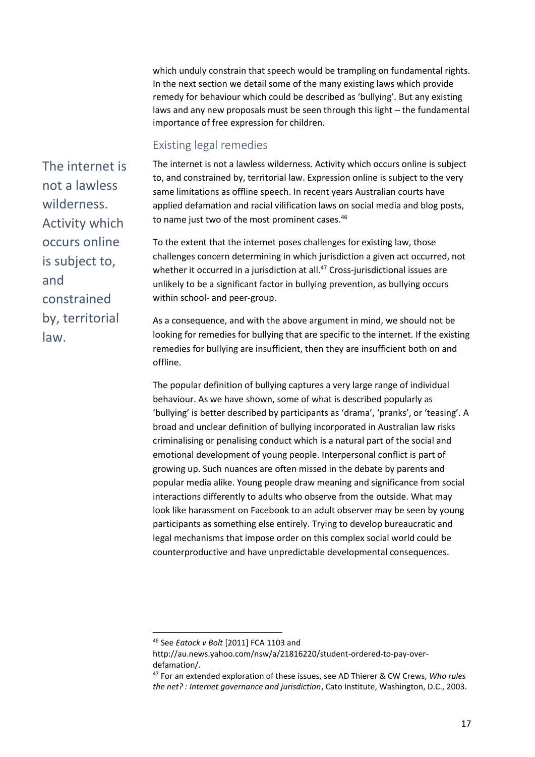which unduly constrain that speech would be trampling on fundamental rights. In the next section we detail some of the many existing laws which provide remedy for behaviour which could be described as 'bullying'. But any existing laws and any new proposals must be seen through this light – the fundamental importance of free expression for children.

## Existing legal remedies

> The internet is not a lawless wilderness. Activity which occurs online is subject to, and constrained by, territorial law.

The internet is not a lawless wilderness. Activity which occurs online is subject to, and constrained by, territorial law. Expression online is subject to the very same limitations as offline speech. In recent years Australian courts have applied defamation and racial vilification laws on social media and blog posts, to name just two of the most prominent cases.[46]

To the extent that the internet poses challenges for existing law, those challenges concern determining in which jurisdiction a given act occurred, not whether it occurred in a jurisdiction at all.[47] Cross-jurisdictional issues are unlikely to be a significant factor in bullying prevention, as bullying occurs within school- and peer-group.

As a consequence, and with the above argument in mind, we should not be looking for remedies for bullying that are specific to the internet. If the existing remedies for bullying are insufficient, then they are insufficient both on and offline.

The popular definition of bullying captures a very large range of individual behaviour. As we have shown, some of what is described popularly as 'bullying' is better described by participants as 'drama', 'pranks', or 'teasing'. A broad and unclear definition of bullying incorporated in Australian law risks criminalising or penalising conduct which is a natural part of the social and emotional development of young people. Interpersonal conflict is part of growing up. Such nuances are often missed in the debate by parents and popular media alike. Young people draw meaning and significance from social interactions differently to adults who observe from the outside. What may look like harassment on Facebook to an adult observer may be seen by young participants as something else entirely. Trying to develop bureaucratic and legal mechanisms that impose order on this complex social world could be counterproductive and have unpredictable developmental consequences.

---

[46] See *Eatock v Bolt* [2011] FCA 1103 and http://au.news.yahoo.com/nsw/a/21816220/student-ordered-to-pay-over-defamation/.

[47] For an extended exploration of these issues, see AD Thierer & CW Crews, *Who rules the net? : Internet governance and jurisdiction*, Cato Institute, Washington, D.C., 2003.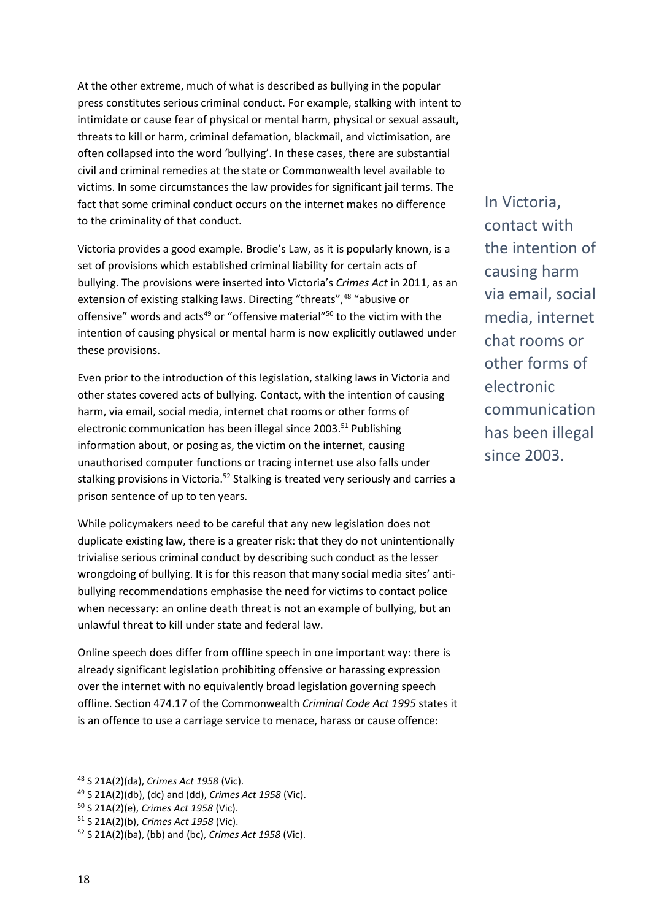At the other extreme, much of what is described as bullying in the popular press constitutes serious criminal conduct. For example, stalking with intent to intimidate or cause fear of physical or mental harm, physical or sexual assault, threats to kill or harm, criminal defamation, blackmail, and victimisation, are often collapsed into the word 'bullying'. In these cases, there are substantial civil and criminal remedies at the state or Commonwealth level available to victims. In some circumstances the law provides for significant jail terms. The fact that some criminal conduct occurs on the internet makes no difference to the criminality of that conduct.

Victoria provides a good example. Brodie's Law, as it is popularly known, is a set of provisions which established criminal liability for certain acts of bullying. The provisions were inserted into Victoria's *Crimes Act* in 2011, as an extension of existing stalking laws. Directing "threats",[48] "abusive or offensive" words and acts[49] or "offensive material"[50] to the victim with the intention of causing physical or mental harm is now explicitly outlawed under these provisions.

Even prior to the introduction of this legislation, stalking laws in Victoria and other states covered acts of bullying. Contact, with the intention of causing harm, via email, social media, internet chat rooms or other forms of electronic communication has been illegal since 2003.[51] Publishing information about, or posing as, the victim on the internet, causing unauthorised computer functions or tracing internet use also falls under stalking provisions in Victoria.[52] Stalking is treated very seriously and carries a prison sentence of up to ten years.

> In Victoria, contact with the intention of causing harm via email, social media, internet chat rooms or other forms of electronic communication has been illegal since 2003.

While policymakers need to be careful that any new legislation does not duplicate existing law, there is a greater risk: that they do not unintentionally trivialise serious criminal conduct by describing such conduct as the lesser wrongdoing of bullying. It is for this reason that many social media sites' anti-bullying recommendations emphasise the need for victims to contact police when necessary: an online death threat is not an example of bullying, but an unlawful threat to kill under state and federal law.

Online speech does differ from offline speech in one important way: there is already significant legislation prohibiting offensive or harassing expression over the internet with no equivalently broad legislation governing speech offline. Section 474.17 of the Commonwealth *Criminal Code Act 1995* states it is an offence to use a carriage service to menace, harass or cause offence:

---

[48] S 21A(2)(da), *Crimes Act 1958* (Vic).

[49] S 21A(2)(db), (dc) and (dd), *Crimes Act 1958* (Vic).

[50] S 21A(2)(e), *Crimes Act 1958* (Vic).

[51] S 21A(2)(b), *Crimes Act 1958* (Vic).

[52] S 21A(2)(ba), (bb) and (bc), *Crimes Act 1958* (Vic).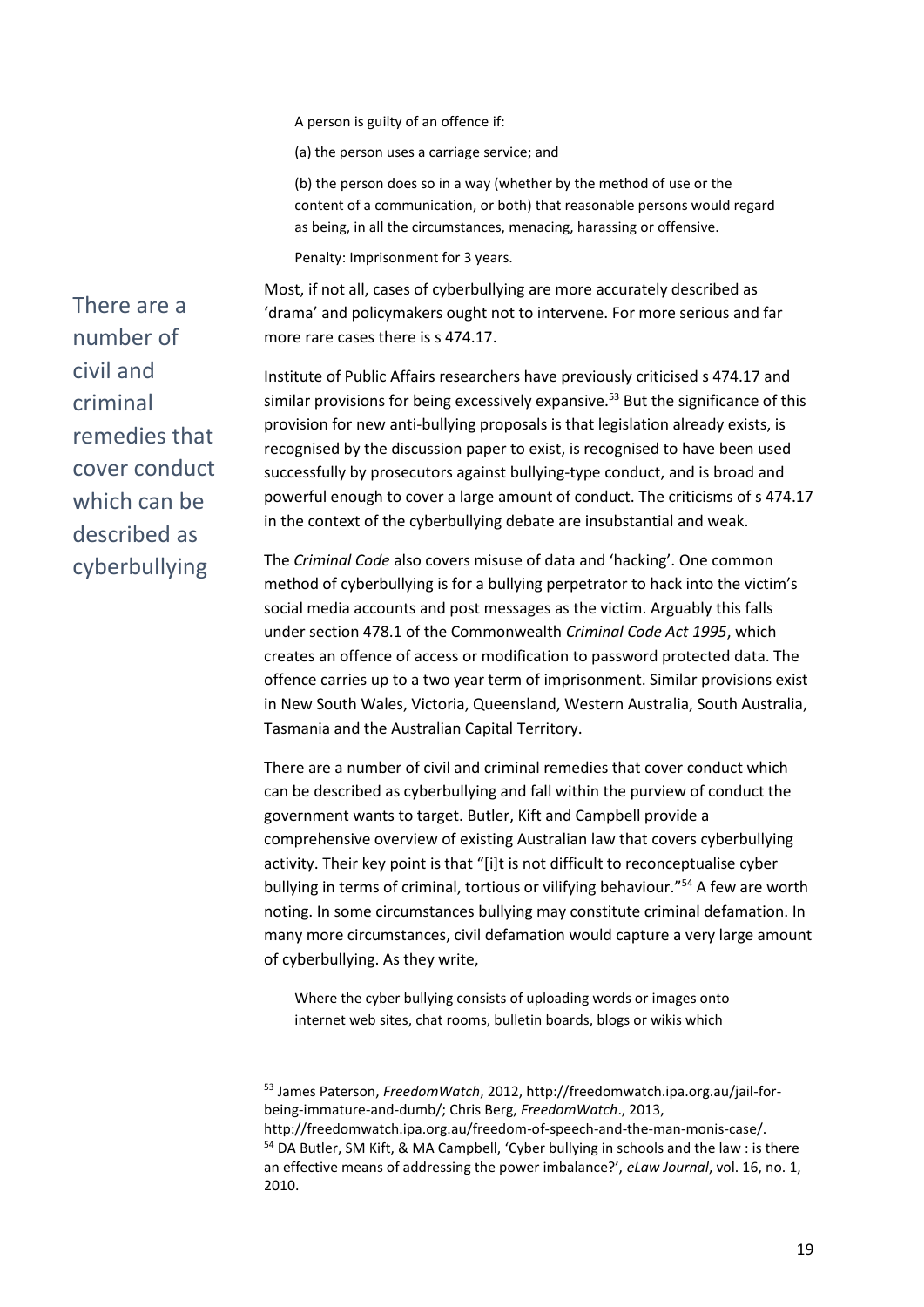> A person is guilty of an offence if:
>
> (a) the person uses a carriage service; and
>
> (b) the person does so in a way (whether by the method of use or the content of a communication, or both) that reasonable persons would regard as being, in all the circumstances, menacing, harassing or offensive.
>
> Penalty: Imprisonment for 3 years.

Most, if not all, cases of cyberbullying are more accurately described as 'drama' and policymakers ought not to intervene. For more serious and far more rare cases there is s 474.17.

> There are a number of civil and criminal remedies that cover conduct which can be described as cyberbullying

Institute of Public Affairs researchers have previously criticised s 474.17 and similar provisions for being excessively expansive.[53] But the significance of this provision for new anti-bullying proposals is that legislation already exists, is recognised by the discussion paper to exist, is recognised to have been used successfully by prosecutors against bullying-type conduct, and is broad and powerful enough to cover a large amount of conduct. The criticisms of s 474.17 in the context of the cyberbullying debate are insubstantial and weak.

The *Criminal Code* also covers misuse of data and 'hacking'. One common method of cyberbullying is for a bullying perpetrator to hack into the victim's social media accounts and post messages as the victim. Arguably this falls under section 478.1 of the Commonwealth *Criminal Code Act 1995*, which creates an offence of access or modification to password protected data. The offence carries up to a two year term of imprisonment. Similar provisions exist in New South Wales, Victoria, Queensland, Western Australia, South Australia, Tasmania and the Australian Capital Territory.

There are a number of civil and criminal remedies that cover conduct which can be described as cyberbullying and fall within the purview of conduct the government wants to target. Butler, Kift and Campbell provide a comprehensive overview of existing Australian law that covers cyberbullying activity. Their key point is that "[i]t is not difficult to reconceptualise cyber bullying in terms of criminal, tortious or vilifying behaviour."[54] A few are worth noting. In some circumstances bullying may constitute criminal defamation. In many more circumstances, civil defamation would capture a very large amount of cyberbullying. As they write,

> Where the cyber bullying consists of uploading words or images onto internet web sites, chat rooms, bulletin boards, blogs or wikis which

---

[53] James Paterson, *FreedomWatch*, 2012, http://freedomwatch.ipa.org.au/jail-for-being-immature-and-dumb/; Chris Berg, *FreedomWatch*., 2013, http://freedomwatch.ipa.org.au/freedom-of-speech-and-the-man-monis-case/.

[54] DA Butler, SM Kift, & MA Campbell, 'Cyber bullying in schools and the law : is there an effective means of addressing the power imbalance?', *eLaw Journal*, vol. 16, no. 1, 2010.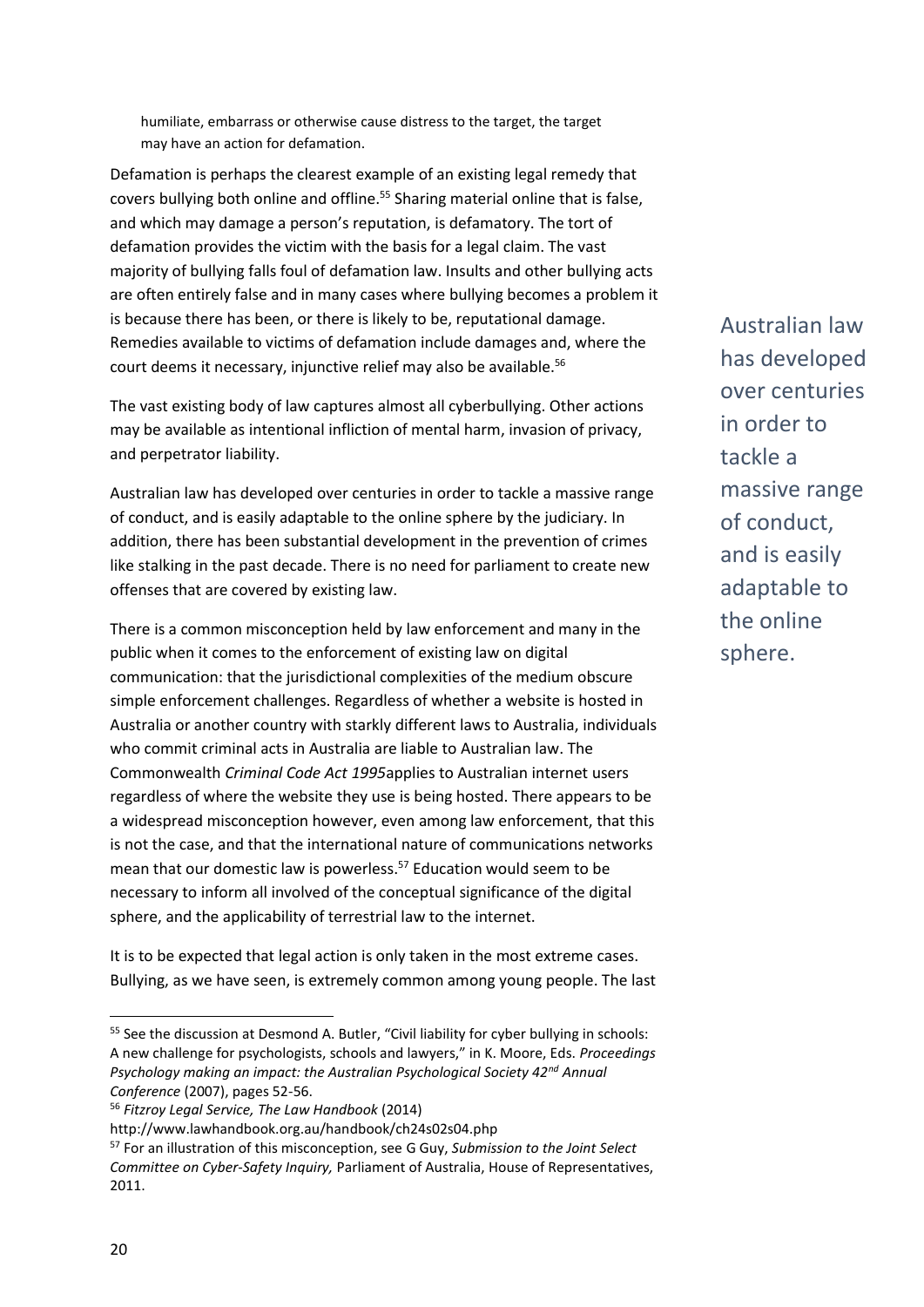humiliate, embarrass or otherwise cause distress to the target, the target may have an action for defamation.

Defamation is perhaps the clearest example of an existing legal remedy that covers bullying both online and offline.[55] Sharing material online that is false, and which may damage a person's reputation, is defamatory. The tort of defamation provides the victim with the basis for a legal claim. The vast majority of bullying falls foul of defamation law. Insults and other bullying acts are often entirely false and in many cases where bullying becomes a problem it is because there has been, or there is likely to be, reputational damage. Remedies available to victims of defamation include damages and, where the court deems it necessary, injunctive relief may also be available.[56]

The vast existing body of law captures almost all cyberbullying. Other actions may be available as intentional infliction of mental harm, invasion of privacy, and perpetrator liability.

Australian law has developed over centuries in order to tackle a massive range of conduct, and is easily adaptable to the online sphere by the judiciary. In addition, there has been substantial development in the prevention of crimes like stalking in the past decade. There is no need for parliament to create new offenses that are covered by existing law.

> Australian law has developed over centuries in order to tackle a massive range of conduct, and is easily adaptable to the online sphere.

There is a common misconception held by law enforcement and many in the public when it comes to the enforcement of existing law on digital communication: that the jurisdictional complexities of the medium obscure simple enforcement challenges. Regardless of whether a website is hosted in Australia or another country with starkly different laws to Australia, individuals who commit criminal acts in Australia are liable to Australian law. The Commonwealth *Criminal Code Act 1995*applies to Australian internet users regardless of where the website they use is being hosted. There appears to be a widespread misconception however, even among law enforcement, that this is not the case, and that the international nature of communications networks mean that our domestic law is powerless.[57] Education would seem to be necessary to inform all involved of the conceptual significance of the digital sphere, and the applicability of terrestrial law to the internet.

It is to be expected that legal action is only taken in the most extreme cases. Bullying, as we have seen, is extremely common among young people. The last

---

[55] See the discussion at Desmond A. Butler, "Civil liability for cyber bullying in schools: A new challenge for psychologists, schools and lawyers," in K. Moore, Eds. *Proceedings Psychology making an impact: the Australian Psychological Society 42nd Annual Conference* (2007), pages 52-56.

[56] *Fitzroy Legal Service, The Law Handbook* (2014) http://www.lawhandbook.org.au/handbook/ch24s02s04.php

[57] For an illustration of this misconception, see G Guy, *Submission to the Joint Select Committee on Cyber-Safety Inquiry,* Parliament of Australia, House of Representatives, 2011.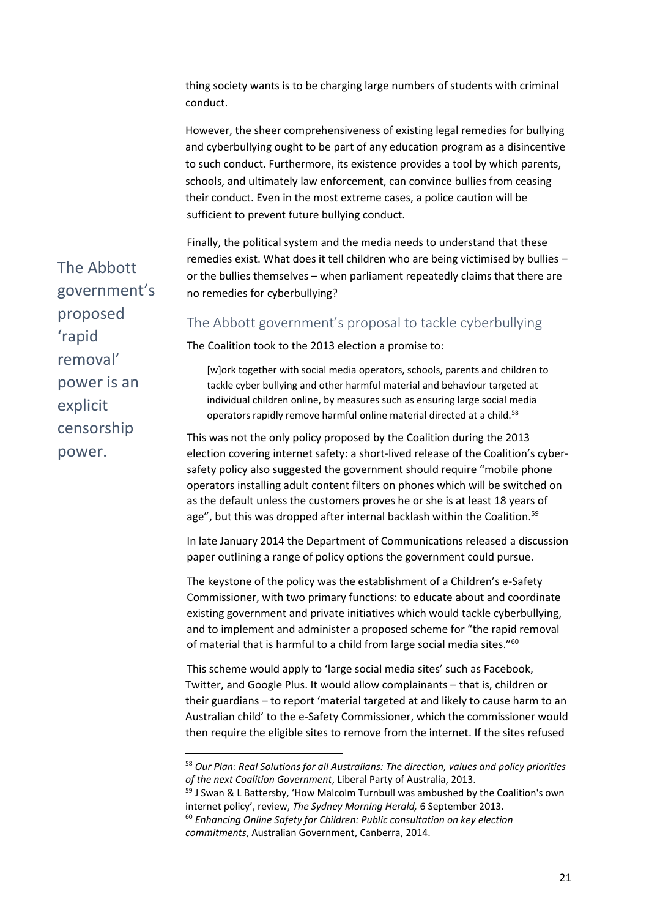thing society wants is to be charging large numbers of students with criminal conduct.

However, the sheer comprehensiveness of existing legal remedies for bullying and cyberbullying ought to be part of any education program as a disincentive to such conduct. Furthermore, its existence provides a tool by which parents, schools, and ultimately law enforcement, can convince bullies from ceasing their conduct. Even in the most extreme cases, a police caution will be sufficient to prevent future bullying conduct.

Finally, the political system and the media needs to understand that these remedies exist. What does it tell children who are being victimised by bullies – or the bullies themselves – when parliament repeatedly claims that there are no remedies for cyberbullying?

> The Abbott government's proposed 'rapid removal' power is an explicit censorship power.

## The Abbott government's proposal to tackle cyberbullying

The Coalition took to the 2013 election a promise to:

> [w]ork together with social media operators, schools, parents and children to tackle cyber bullying and other harmful material and behaviour targeted at individual children online, by measures such as ensuring large social media operators rapidly remove harmful online material directed at a child.[58]

This was not the only policy proposed by the Coalition during the 2013 election covering internet safety: a short-lived release of the Coalition's cyber-safety policy also suggested the government should require "mobile phone operators installing adult content filters on phones which will be switched on as the default unless the customers proves he or she is at least 18 years of age", but this was dropped after internal backlash within the Coalition.[59]

In late January 2014 the Department of Communications released a discussion paper outlining a range of policy options the government could pursue.

The keystone of the policy was the establishment of a Children's e-Safety Commissioner, with two primary functions: to educate about and coordinate existing government and private initiatives which would tackle cyberbullying, and to implement and administer a proposed scheme for "the rapid removal of material that is harmful to a child from large social media sites."[60]

This scheme would apply to 'large social media sites' such as Facebook, Twitter, and Google Plus. It would allow complainants – that is, children or their guardians – to report 'material targeted at and likely to cause harm to an Australian child' to the e-Safety Commissioner, which the commissioner would then require the eligible sites to remove from the internet. If the sites refused

---

[58] *Our Plan: Real Solutions for all Australians: The direction, values and policy priorities of the next Coalition Government*, Liberal Party of Australia, 2013.

[59] J Swan & L Battersby, 'How Malcolm Turnbull was ambushed by the Coalition's own internet policy', review, *The Sydney Morning Herald,* 6 September 2013.

[60] *Enhancing Online Safety for Children: Public consultation on key election commitments*, Australian Government, Canberra, 2014.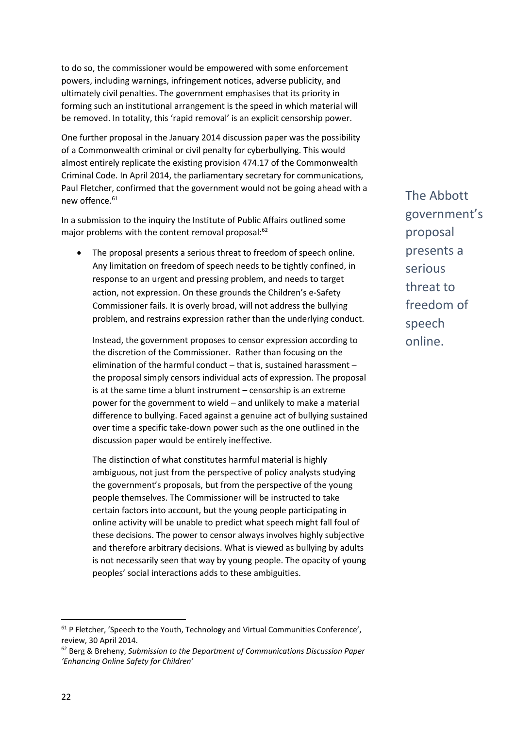to do so, the commissioner would be empowered with some enforcement powers, including warnings, infringement notices, adverse publicity, and ultimately civil penalties. The government emphasises that its priority in forming such an institutional arrangement is the speed in which material will be removed. In totality, this 'rapid removal' is an explicit censorship power.

One further proposal in the January 2014 discussion paper was the possibility of a Commonwealth criminal or civil penalty for cyberbullying. This would almost entirely replicate the existing provision 474.17 of the Commonwealth Criminal Code. In April 2014, the parliamentary secretary for communications, Paul Fletcher, confirmed that the government would not be going ahead with a new offence.[61]

> The Abbott government's proposal presents a serious threat to freedom of speech online.

In a submission to the inquiry the Institute of Public Affairs outlined some major problems with the content removal proposal:[62]

- The proposal presents a serious threat to freedom of speech online. Any limitation on freedom of speech needs to be tightly confined, in response to an urgent and pressing problem, and needs to target action, not expression. On these grounds the Children's e-Safety Commissioner fails. It is overly broad, will not address the bullying problem, and restrains expression rather than the underlying conduct.

  Instead, the government proposes to censor expression according to the discretion of the Commissioner. Rather than focusing on the elimination of the harmful conduct – that is, sustained harassment – the proposal simply censors individual acts of expression. The proposal is at the same time a blunt instrument – censorship is an extreme power for the government to wield – and unlikely to make a material difference to bullying. Faced against a genuine act of bullying sustained over time a specific take-down power such as the one outlined in the discussion paper would be entirely ineffective.

  The distinction of what constitutes harmful material is highly ambiguous, not just from the perspective of policy analysts studying the government's proposals, but from the perspective of the young people themselves. The Commissioner will be instructed to take certain factors into account, but the young people participating in online activity will be unable to predict what speech might fall foul of these decisions. The power to censor always involves highly subjective and therefore arbitrary decisions. What is viewed as bullying by adults is not necessarily seen that way by young people. The opacity of young peoples' social interactions adds to these ambiguities.

---

[61] P Fletcher, 'Speech to the Youth, Technology and Virtual Communities Conference', review, 30 April 2014.

[62] Berg & Breheny, *Submission to the Department of Communications Discussion Paper 'Enhancing Online Safety for Children'*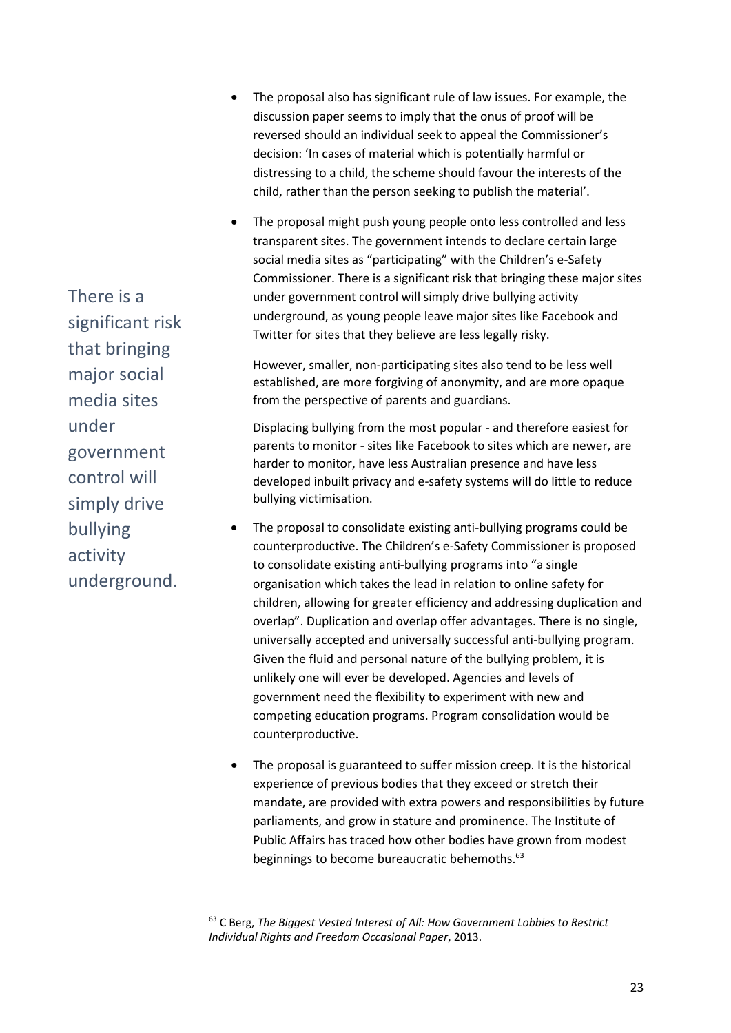- The proposal also has significant rule of law issues. For example, the discussion paper seems to imply that the onus of proof will be reversed should an individual seek to appeal the Commissioner's decision: 'In cases of material which is potentially harmful or distressing to a child, the scheme should favour the interests of the child, rather than the person seeking to publish the material'.

- The proposal might push young people onto less controlled and less transparent sites. The government intends to declare certain large social media sites as "participating" with the Children's e-Safety Commissioner. There is a significant risk that bringing these major sites under government control will simply drive bullying activity underground, as young people leave major sites like Facebook and Twitter for sites that they believe are less legally risky.

  However, smaller, non-participating sites also tend to be less well established, are more forgiving of anonymity, and are more opaque from the perspective of parents and guardians.

  Displacing bullying from the most popular - and therefore easiest for parents to monitor - sites like Facebook to sites which are newer, are harder to monitor, have less Australian presence and have less developed inbuilt privacy and e-safety systems will do little to reduce bullying victimisation.

> There is a significant risk that bringing major social media sites under government control will simply drive bullying activity underground.

- The proposal to consolidate existing anti-bullying programs could be counterproductive. The Children's e-Safety Commissioner is proposed to consolidate existing anti-bullying programs into "a single organisation which takes the lead in relation to online safety for children, allowing for greater efficiency and addressing duplication and overlap". Duplication and overlap offer advantages. There is no single, universally accepted and universally successful anti-bullying program. Given the fluid and personal nature of the bullying problem, it is unlikely one will ever be developed. Agencies and levels of government need the flexibility to experiment with new and competing education programs. Program consolidation would be counterproductive.

- The proposal is guaranteed to suffer mission creep. It is the historical experience of previous bodies that they exceed or stretch their mandate, are provided with extra powers and responsibilities by future parliaments, and grow in stature and prominence. The Institute of Public Affairs has traced how other bodies have grown from modest beginnings to become bureaucratic behemoths.[63]

---

[63] C Berg, *The Biggest Vested Interest of All: How Government Lobbies to Restrict Individual Rights and Freedom Occasional Paper*, 2013.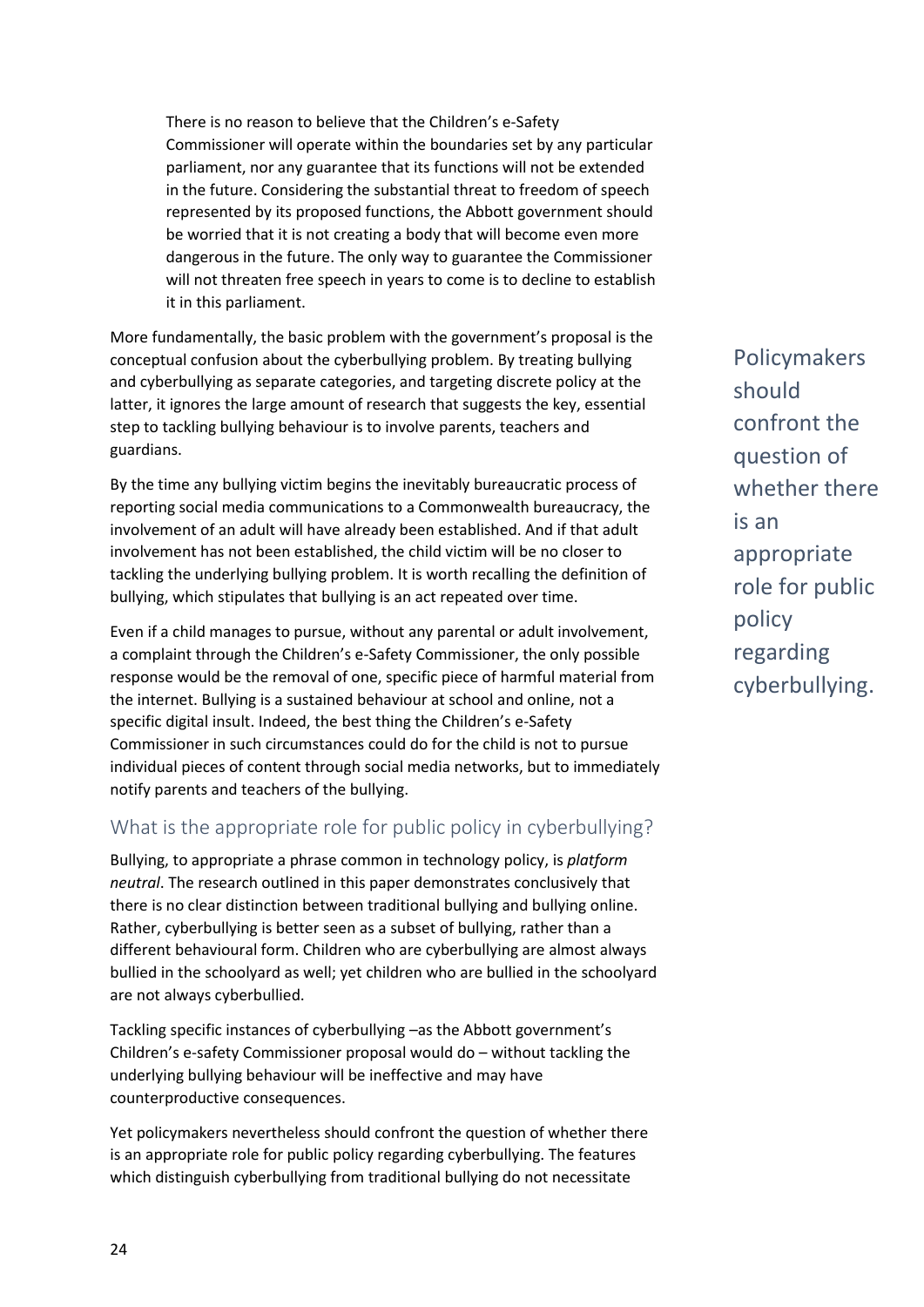> There is no reason to believe that the Children's e-Safety Commissioner will operate within the boundaries set by any particular parliament, nor any guarantee that its functions will not be extended in the future. Considering the substantial threat to freedom of speech represented by its proposed functions, the Abbott government should be worried that it is not creating a body that will become even more dangerous in the future. The only way to guarantee the Commissioner will not threaten free speech in years to come is to decline to establish it in this parliament.

More fundamentally, the basic problem with the government's proposal is the conceptual confusion about the cyberbullying problem. By treating bullying and cyberbullying as separate categories, and targeting discrete policy at the latter, it ignores the large amount of research that suggests the key, essential step to tackling bullying behaviour is to involve parents, teachers and guardians.

By the time any bullying victim begins the inevitably bureaucratic process of reporting social media communications to a Commonwealth bureaucracy, the involvement of an adult will have already been established. And if that adult involvement has not been established, the child victim will be no closer to tackling the underlying bullying problem. It is worth recalling the definition of bullying, which stipulates that bullying is an act repeated over time.

Even if a child manages to pursue, without any parental or adult involvement, a complaint through the Children's e-Safety Commissioner, the only possible response would be the removal of one, specific piece of harmful material from the internet. Bullying is a sustained behaviour at school and online, not a specific digital insult. Indeed, the best thing the Children's e-Safety Commissioner in such circumstances could do for the child is not to pursue individual pieces of content through social media networks, but to immediately notify parents and teachers of the bullying.

## What is the appropriate role for public policy in cyberbullying?

Bullying, to appropriate a phrase common in technology policy, is *platform neutral*. The research outlined in this paper demonstrates conclusively that there is no clear distinction between traditional bullying and bullying online. Rather, cyberbullying is better seen as a subset of bullying, rather than a different behavioural form. Children who are cyberbullying are almost always bullied in the schoolyard as well; yet children who are bullied in the schoolyard are not always cyberbullied.

Tackling specific instances of cyberbullying –as the Abbott government's Children's e-safety Commissioner proposal would do – without tackling the underlying bullying behaviour will be ineffective and may have counterproductive consequences.

Yet policymakers nevertheless should confront the question of whether there is an appropriate role for public policy regarding cyberbullying. The features which distinguish cyberbullying from traditional bullying do not necessitate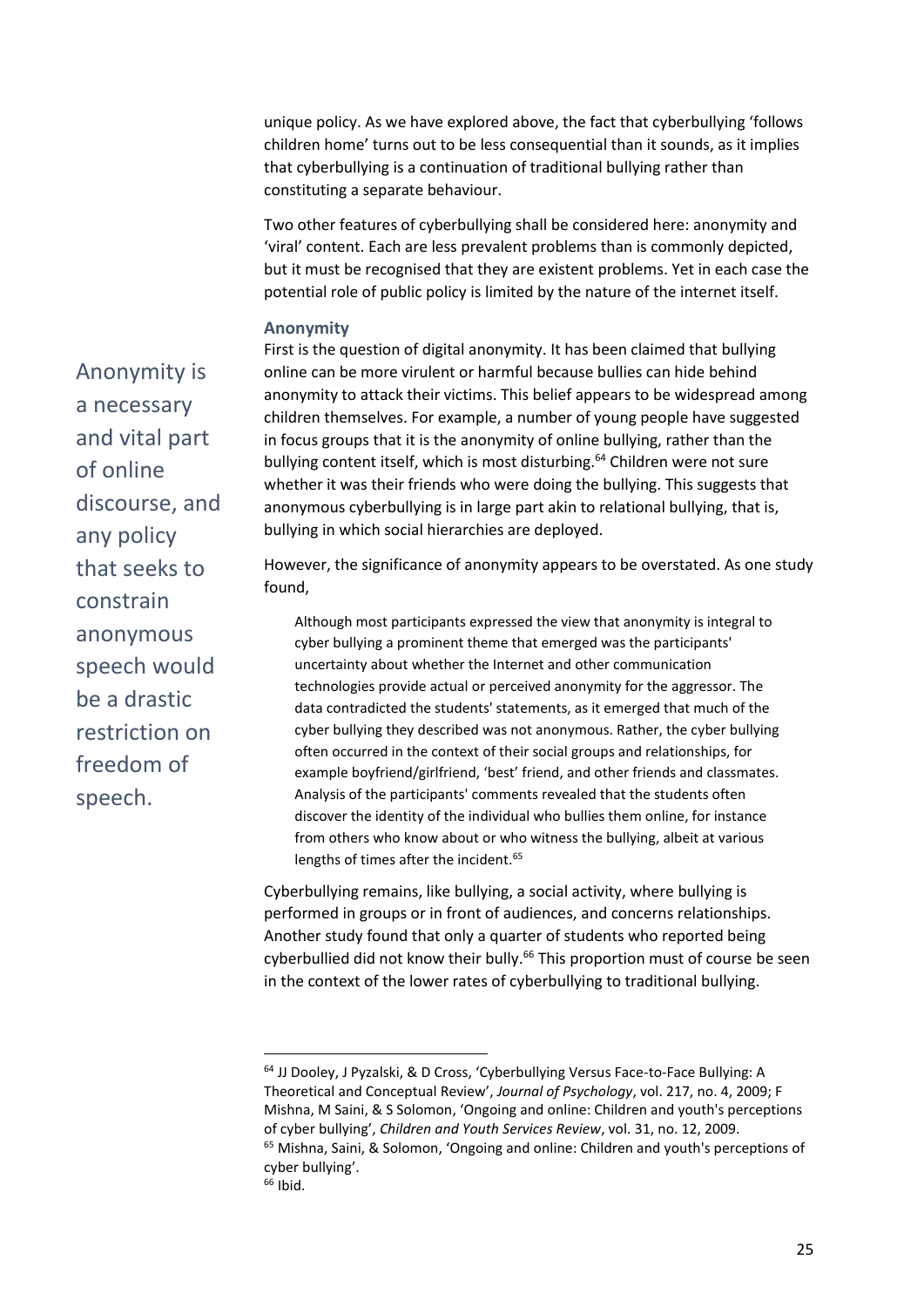unique policy. As we have explored above, the fact that cyberbullying 'follows children home' turns out to be less consequential than it sounds, as it implies that cyberbullying is a continuation of traditional bullying rather than constituting a separate behaviour.

Two other features of cyberbullying shall be considered here: anonymity and 'viral' content. Each are less prevalent problems than is commonly depicted, but it must be recognised that they are existent problems. Yet in each case the potential role of public policy is limited by the nature of the internet itself.

### Anonymity

> Anonymity is a necessary and vital part of online discourse, and any policy that seeks to constrain anonymous speech would be a drastic restriction on freedom of speech.

First is the question of digital anonymity. It has been claimed that bullying online can be more virulent or harmful because bullies can hide behind anonymity to attack their victims. This belief appears to be widespread among children themselves. For example, a number of young people have suggested in focus groups that it is the anonymity of online bullying, rather than the bullying content itself, which is most disturbing.[64] Children were not sure whether it was their friends who were doing the bullying. This suggests that anonymous cyberbullying is in large part akin to relational bullying, that is, bullying in which social hierarchies are deployed.

However, the significance of anonymity appears to be overstated. As one study found,

> Although most participants expressed the view that anonymity is integral to cyber bullying a prominent theme that emerged was the participants' uncertainty about whether the Internet and other communication technologies provide actual or perceived anonymity for the aggressor. The data contradicted the students' statements, as it emerged that much of the cyber bullying they described was not anonymous. Rather, the cyber bullying often occurred in the context of their social groups and relationships, for example boyfriend/girlfriend, 'best' friend, and other friends and classmates. Analysis of the participants' comments revealed that the students often discover the identity of the individual who bullies them online, for instance from others who know about or who witness the bullying, albeit at various lengths of times after the incident.[65]

Cyberbullying remains, like bullying, a social activity, where bullying is performed in groups or in front of audiences, and concerns relationships. Another study found that only a quarter of students who reported being cyberbullied did not know their bully.[66] This proportion must of course be seen in the context of the lower rates of cyberbullying to traditional bullying.

---

[64] JJ Dooley, J Pyzalski, & D Cross, 'Cyberbullying Versus Face-to-Face Bullying: A Theoretical and Conceptual Review', *Journal of Psychology*, vol. 217, no. 4, 2009; F Mishna, M Saini, & S Solomon, 'Ongoing and online: Children and youth's perceptions of cyber bullying', *Children and Youth Services Review*, vol. 31, no. 12, 2009.

[65] Mishna, Saini, & Solomon, 'Ongoing and online: Children and youth's perceptions of cyber bullying'.

[66] Ibid.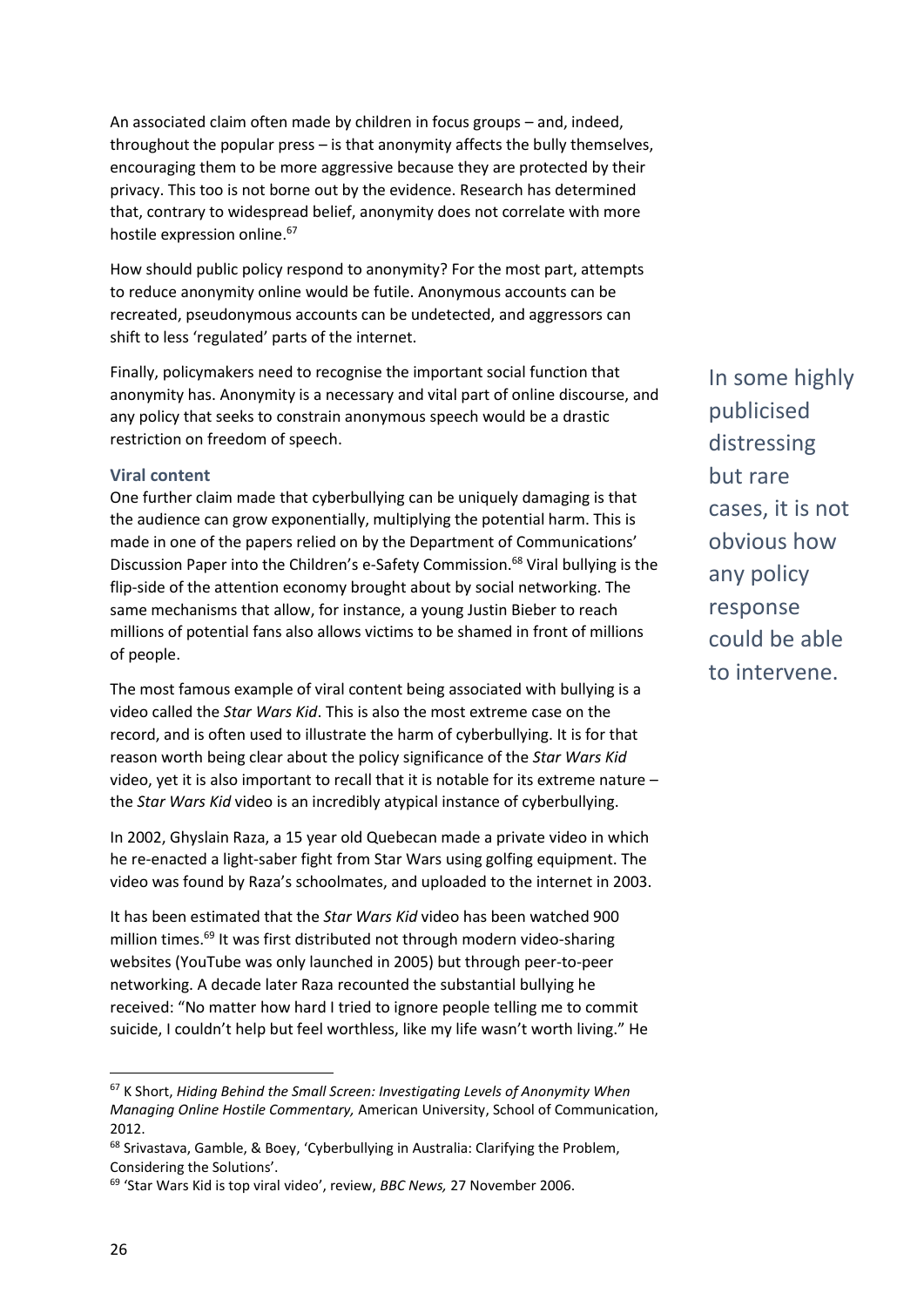An associated claim often made by children in focus groups – and, indeed, throughout the popular press – is that anonymity affects the bully themselves, encouraging them to be more aggressive because they are protected by their privacy. This too is not borne out by the evidence. Research has determined that, contrary to widespread belief, anonymity does not correlate with more hostile expression online.[67]

How should public policy respond to anonymity? For the most part, attempts to reduce anonymity online would be futile. Anonymous accounts can be recreated, pseudonymous accounts can be undetected, and aggressors can shift to less 'regulated' parts of the internet.

Finally, policymakers need to recognise the important social function that anonymity has. Anonymity is a necessary and vital part of online discourse, and any policy that seeks to constrain anonymous speech would be a drastic restriction on freedom of speech.

> In some highly publicised distressing but rare cases, it is not obvious how any policy response could be able to intervene.

### Viral content

One further claim made that cyberbullying can be uniquely damaging is that the audience can grow exponentially, multiplying the potential harm. This is made in one of the papers relied on by the Department of Communications' Discussion Paper into the Children's e-Safety Commission.[68] Viral bullying is the flip-side of the attention economy brought about by social networking. The same mechanisms that allow, for instance, a young Justin Bieber to reach millions of potential fans also allows victims to be shamed in front of millions of people.

The most famous example of viral content being associated with bullying is a video called the *Star Wars Kid*. This is also the most extreme case on the record, and is often used to illustrate the harm of cyberbullying. It is for that reason worth being clear about the policy significance of the *Star Wars Kid* video, yet it is also important to recall that it is notable for its extreme nature – the *Star Wars Kid* video is an incredibly atypical instance of cyberbullying.

In 2002, Ghyslain Raza, a 15 year old Quebecan made a private video in which he re-enacted a light-saber fight from Star Wars using golfing equipment. The video was found by Raza's schoolmates, and uploaded to the internet in 2003.

It has been estimated that the *Star Wars Kid* video has been watched 900 million times.[69] It was first distributed not through modern video-sharing websites (YouTube was only launched in 2005) but through peer-to-peer networking. A decade later Raza recounted the substantial bullying he received: "No matter how hard I tried to ignore people telling me to commit suicide, I couldn't help but feel worthless, like my life wasn't worth living." He

---

[67] K Short, *Hiding Behind the Small Screen: Investigating Levels of Anonymity When Managing Online Hostile Commentary,* American University, School of Communication, 2012.

[68] Srivastava, Gamble, & Boey, 'Cyberbullying in Australia: Clarifying the Problem, Considering the Solutions'.

[69] 'Star Wars Kid is top viral video', review, *BBC News,* 27 November 2006.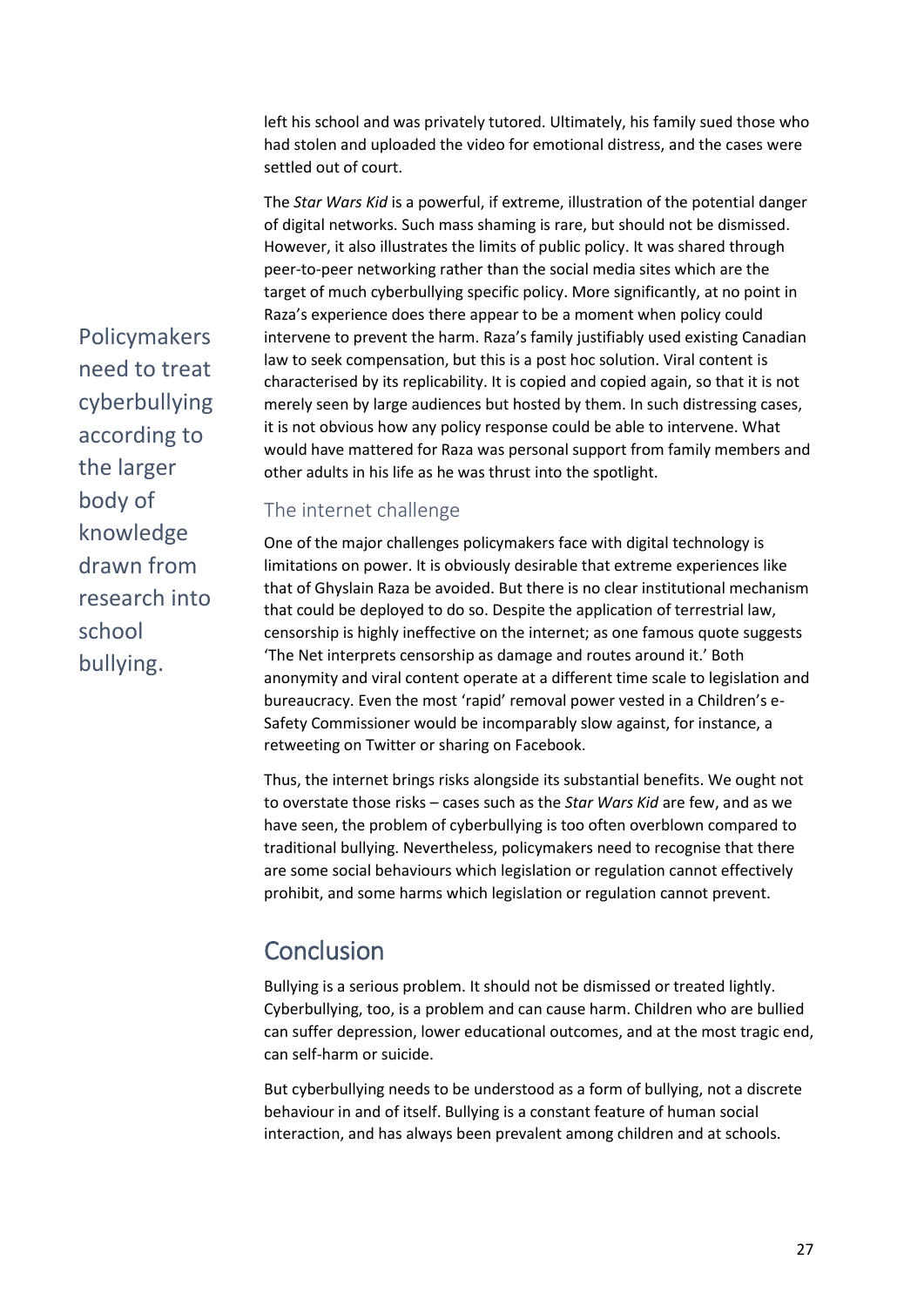left his school and was privately tutored. Ultimately, his family sued those who had stolen and uploaded the video for emotional distress, and the cases were settled out of court.

The *Star Wars Kid* is a powerful, if extreme, illustration of the potential danger of digital networks. Such mass shaming is rare, but should not be dismissed. However, it also illustrates the limits of public policy. It was shared through peer-to-peer networking rather than the social media sites which are the target of much cyberbullying specific policy. More significantly, at no point in Raza's experience does there appear to be a moment when policy could intervene to prevent the harm. Raza's family justifiably used existing Canadian law to seek compensation, but this is a post hoc solution. Viral content is characterised by its replicability. It is copied and copied again, so that it is not merely seen by large audiences but hosted by them. In such distressing cases, it is not obvious how any policy response could be able to intervene. What would have mattered for Raza was personal support from family members and other adults in his life as he was thrust into the spotlight.

Policymakers need to treat cyberbullying according to the larger body of knowledge drawn from research into school bullying.

### The internet challenge

One of the major challenges policymakers face with digital technology is limitations on power. It is obviously desirable that extreme experiences like that of Ghyslain Raza be avoided. But there is no clear institutional mechanism that could be deployed to do so. Despite the application of terrestrial law, censorship is highly ineffective on the internet; as one famous quote suggests 'The Net interprets censorship as damage and routes around it.' Both anonymity and viral content operate at a different time scale to legislation and bureaucracy. Even the most 'rapid' removal power vested in a Children's e-Safety Commissioner would be incomparably slow against, for instance, a retweeting on Twitter or sharing on Facebook.

Thus, the internet brings risks alongside its substantial benefits. We ought not to overstate those risks – cases such as the *Star Wars Kid* are few, and as we have seen, the problem of cyberbullying is too often overblown compared to traditional bullying. Nevertheless, policymakers need to recognise that there are some social behaviours which legislation or regulation cannot effectively prohibit, and some harms which legislation or regulation cannot prevent.

## Conclusion

Bullying is a serious problem. It should not be dismissed or treated lightly. Cyberbullying, too, is a problem and can cause harm. Children who are bullied can suffer depression, lower educational outcomes, and at the most tragic end, can self-harm or suicide.

But cyberbullying needs to be understood as a form of bullying, not a discrete behaviour in and of itself. Bullying is a constant feature of human social interaction, and has always been prevalent among children and at schools.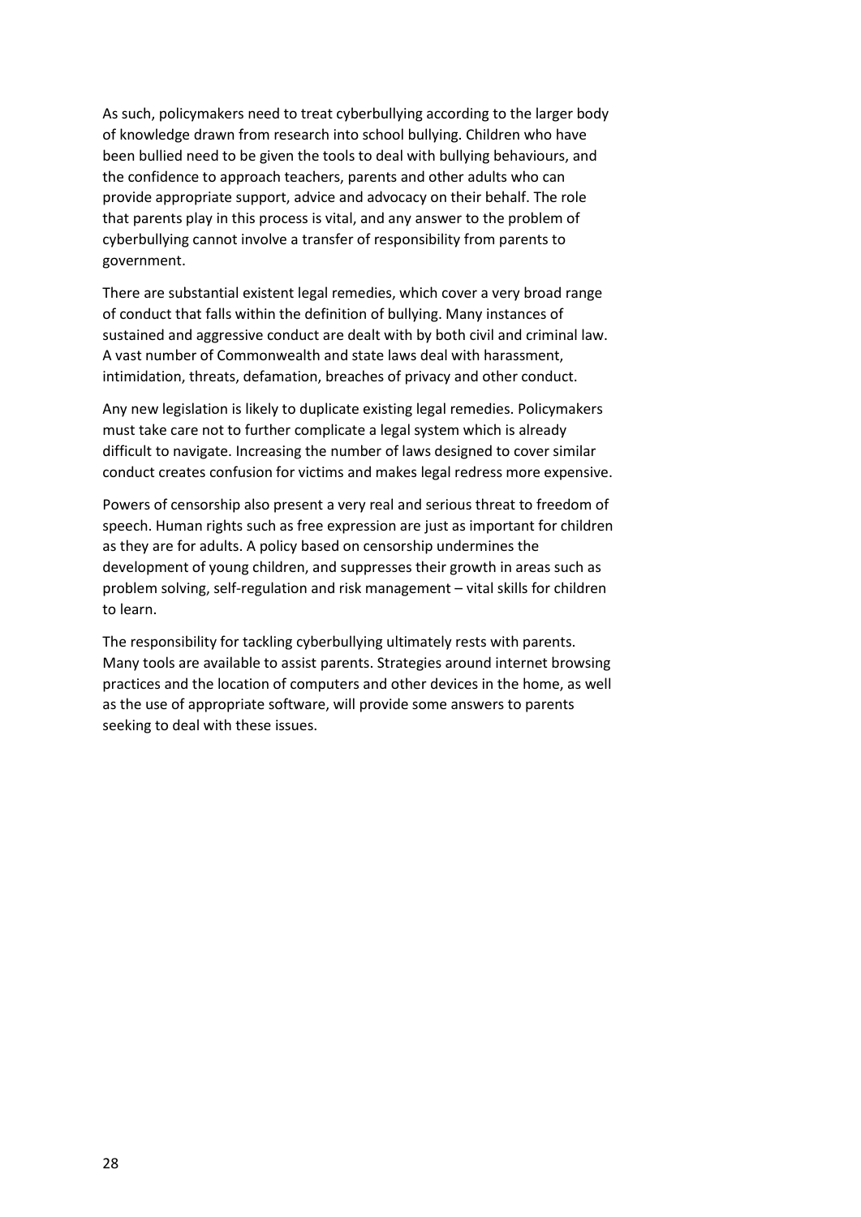As such, policymakers need to treat cyberbullying according to the larger body of knowledge drawn from research into school bullying. Children who have been bullied need to be given the tools to deal with bullying behaviours, and the confidence to approach teachers, parents and other adults who can provide appropriate support, advice and advocacy on their behalf. The role that parents play in this process is vital, and any answer to the problem of cyberbullying cannot involve a transfer of responsibility from parents to government.

There are substantial existent legal remedies, which cover a very broad range of conduct that falls within the definition of bullying. Many instances of sustained and aggressive conduct are dealt with by both civil and criminal law. A vast number of Commonwealth and state laws deal with harassment, intimidation, threats, defamation, breaches of privacy and other conduct.

Any new legislation is likely to duplicate existing legal remedies. Policymakers must take care not to further complicate a legal system which is already difficult to navigate. Increasing the number of laws designed to cover similar conduct creates confusion for victims and makes legal redress more expensive.

Powers of censorship also present a very real and serious threat to freedom of speech. Human rights such as free expression are just as important for children as they are for adults. A policy based on censorship undermines the development of young children, and suppresses their growth in areas such as problem solving, self-regulation and risk management – vital skills for children to learn.

The responsibility for tackling cyberbullying ultimately rests with parents. Many tools are available to assist parents. Strategies around internet browsing practices and the location of computers and other devices in the home, as well as the use of appropriate software, will provide some answers to parents seeking to deal with these issues.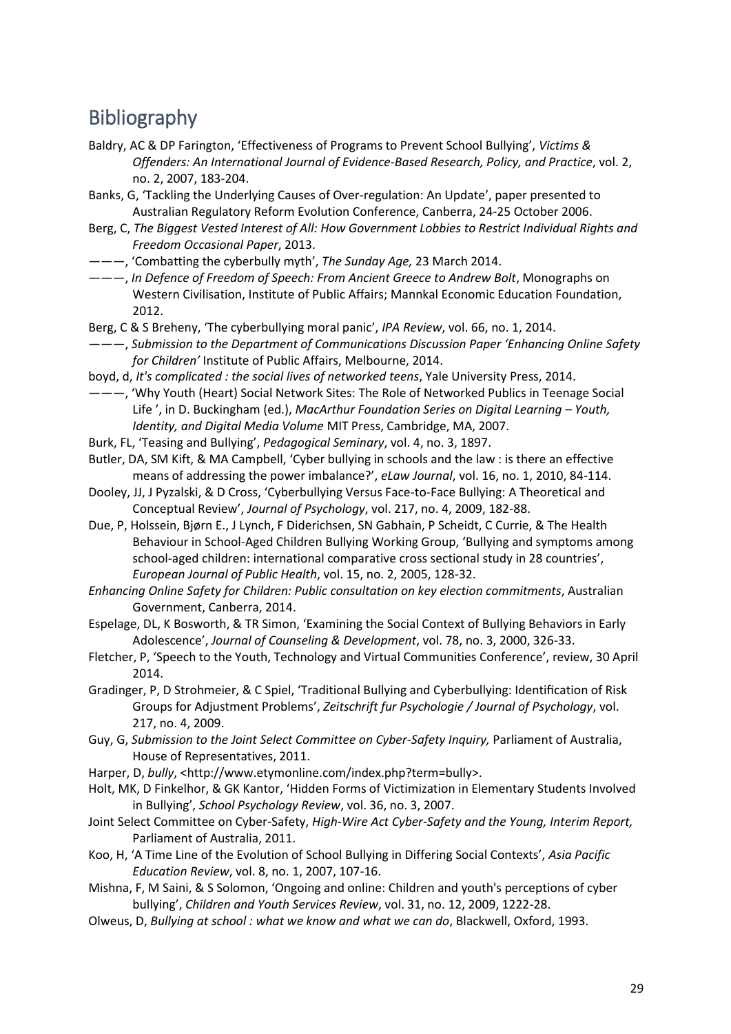# Bibliography

Baldry, AC & DP Farington, 'Effectiveness of Programs to Prevent School Bullying', *Victims & Offenders: An International Journal of Evidence-Based Research, Policy, and Practice*, vol. 2, no. 2, 2007, 183-204.

Banks, G, 'Tackling the Underlying Causes of Over-regulation: An Update', paper presented to Australian Regulatory Reform Evolution Conference, Canberra, 24-25 October 2006.

Berg, C, *The Biggest Vested Interest of All: How Government Lobbies to Restrict Individual Rights and Freedom Occasional Paper*, 2013.

———, 'Combatting the cyberbully myth', *The Sunday Age,* 23 March 2014.

———, *In Defence of Freedom of Speech: From Ancient Greece to Andrew Bolt*, Monographs on Western Civilisation, Institute of Public Affairs; Mannkal Economic Education Foundation, 2012.

Berg, C & S Breheny, 'The cyberbullying moral panic', *IPA Review*, vol. 66, no. 1, 2014.

———, *Submission to the Department of Communications Discussion Paper 'Enhancing Online Safety for Children'* Institute of Public Affairs, Melbourne, 2014.

boyd, d, *It's complicated : the social lives of networked teens*, Yale University Press, 2014.

———, 'Why Youth (Heart) Social Network Sites: The Role of Networked Publics in Teenage Social Life ', in D. Buckingham (ed.), *MacArthur Foundation Series on Digital Learning – Youth, Identity, and Digital Media Volume* MIT Press, Cambridge, MA, 2007.

Burk, FL, 'Teasing and Bullying', *Pedagogical Seminary*, vol. 4, no. 3, 1897.

Butler, DA, SM Kift, & MA Campbell, 'Cyber bullying in schools and the law : is there an effective means of addressing the power imbalance?', *eLaw Journal*, vol. 16, no. 1, 2010, 84-114.

Dooley, JJ, J Pyzalski, & D Cross, 'Cyberbullying Versus Face-to-Face Bullying: A Theoretical and Conceptual Review', *Journal of Psychology*, vol. 217, no. 4, 2009, 182-88.

Due, P, Holssein, Bjørn E., J Lynch, F Diderichsen, SN Gabhain, P Scheidt, C Currie, & The Health Behaviour in School-Aged Children Bullying Working Group, 'Bullying and symptoms among school-aged children: international comparative cross sectional study in 28 countries', *European Journal of Public Health*, vol. 15, no. 2, 2005, 128-32.

*Enhancing Online Safety for Children: Public consultation on key election commitments*, Australian Government, Canberra, 2014.

Espelage, DL, K Bosworth, & TR Simon, 'Examining the Social Context of Bullying Behaviors in Early Adolescence', *Journal of Counseling & Development*, vol. 78, no. 3, 2000, 326-33.

Fletcher, P, 'Speech to the Youth, Technology and Virtual Communities Conference', review, 30 April 2014.

Gradinger, P, D Strohmeier, & C Spiel, 'Traditional Bullying and Cyberbullying: Identification of Risk Groups for Adjustment Problems', *Zeitschrift fur Psychologie / Journal of Psychology*, vol. 217, no. 4, 2009.

Guy, G, *Submission to the Joint Select Committee on Cyber-Safety Inquiry,* Parliament of Australia, House of Representatives, 2011.

Harper, D, *bully*, <http://www.etymonline.com/index.php?term=bully>.

Holt, MK, D Finkelhor, & GK Kantor, 'Hidden Forms of Victimization in Elementary Students Involved in Bullying', *School Psychology Review*, vol. 36, no. 3, 2007.

Joint Select Committee on Cyber-Safety, *High-Wire Act Cyber-Safety and the Young, Interim Report,* Parliament of Australia, 2011.

Koo, H, 'A Time Line of the Evolution of School Bullying in Differing Social Contexts', *Asia Pacific Education Review*, vol. 8, no. 1, 2007, 107-16.

Mishna, F, M Saini, & S Solomon, 'Ongoing and online: Children and youth's perceptions of cyber bullying', *Children and Youth Services Review*, vol. 31, no. 12, 2009, 1222-28.

Olweus, D, *Bullying at school : what we know and what we can do*, Blackwell, Oxford, 1993.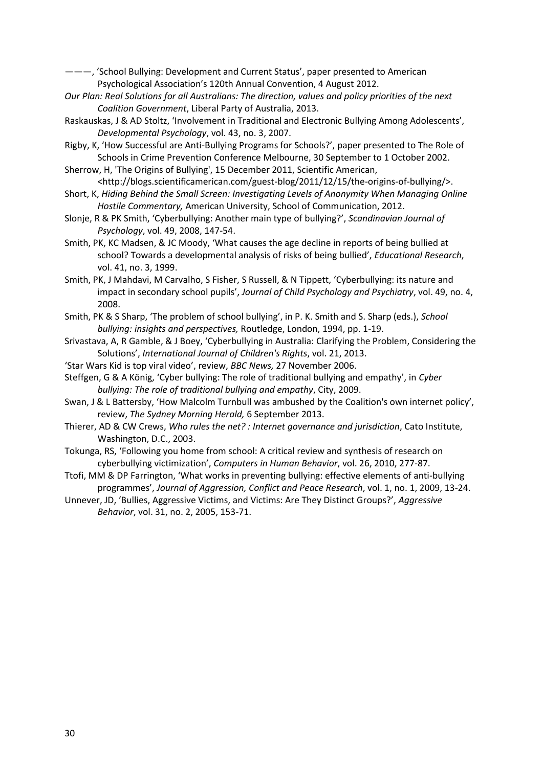———, 'School Bullying: Development and Current Status', paper presented to American Psychological Association's 120th Annual Convention, 4 August 2012.

*Our Plan: Real Solutions for all Australians: The direction, values and policy priorities of the next Coalition Government*, Liberal Party of Australia, 2013.

Raskauskas, J & AD Stoltz, 'Involvement in Traditional and Electronic Bullying Among Adolescents', *Developmental Psychology*, vol. 43, no. 3, 2007.

Rigby, K, 'How Successful are Anti-Bullying Programs for Schools?', paper presented to The Role of Schools in Crime Prevention Conference Melbourne, 30 September to 1 October 2002.

Sherrow, H, 'The Origins of Bullying', 15 December 2011, Scientific American, <http://blogs.scientificamerican.com/guest-blog/2011/12/15/the-origins-of-bullying/>.

Short, K, *Hiding Behind the Small Screen: Investigating Levels of Anonymity When Managing Online Hostile Commentary,* American University, School of Communication, 2012.

Slonje, R & PK Smith, 'Cyberbullying: Another main type of bullying?', *Scandinavian Journal of Psychology*, vol. 49, 2008, 147-54.

Smith, PK, KC Madsen, & JC Moody, 'What causes the age decline in reports of being bullied at school? Towards a developmental analysis of risks of being bullied', *Educational Research*, vol. 41, no. 3, 1999.

Smith, PK, J Mahdavi, M Carvalho, S Fisher, S Russell, & N Tippett, 'Cyberbullying: its nature and impact in secondary school pupils', *Journal of Child Psychology and Psychiatry*, vol. 49, no. 4, 2008.

Smith, PK & S Sharp, 'The problem of school bullying', in P. K. Smith and S. Sharp (eds.), *School bullying: insights and perspectives,* Routledge, London, 1994, pp. 1-19.

Srivastava, A, R Gamble, & J Boey, 'Cyberbullying in Australia: Clarifying the Problem, Considering the Solutions', *International Journal of Children's Rights*, vol. 21, 2013.

'Star Wars Kid is top viral video', review, *BBC News,* 27 November 2006.

Steffgen, G & A König, 'Cyber bullying: The role of traditional bullying and empathy', in *Cyber bullying: The role of traditional bullying and empathy*, City, 2009.

Swan, J & L Battersby, 'How Malcolm Turnbull was ambushed by the Coalition's own internet policy', review, *The Sydney Morning Herald,* 6 September 2013.

Thierer, AD & CW Crews, *Who rules the net? : Internet governance and jurisdiction*, Cato Institute, Washington, D.C., 2003.

Tokunga, RS, 'Following you home from school: A critical review and synthesis of research on cyberbullying victimization', *Computers in Human Behavior*, vol. 26, 2010, 277-87.

Ttofi, MM & DP Farrington, 'What works in preventing bullying: effective elements of anti-bullying programmes', *Journal of Aggression, Conflict and Peace Research*, vol. 1, no. 1, 2009, 13-24.

Unnever, JD, 'Bullies, Aggressive Victims, and Victims: Are They Distinct Groups?', *Aggressive Behavior*, vol. 31, no. 2, 2005, 153-71.